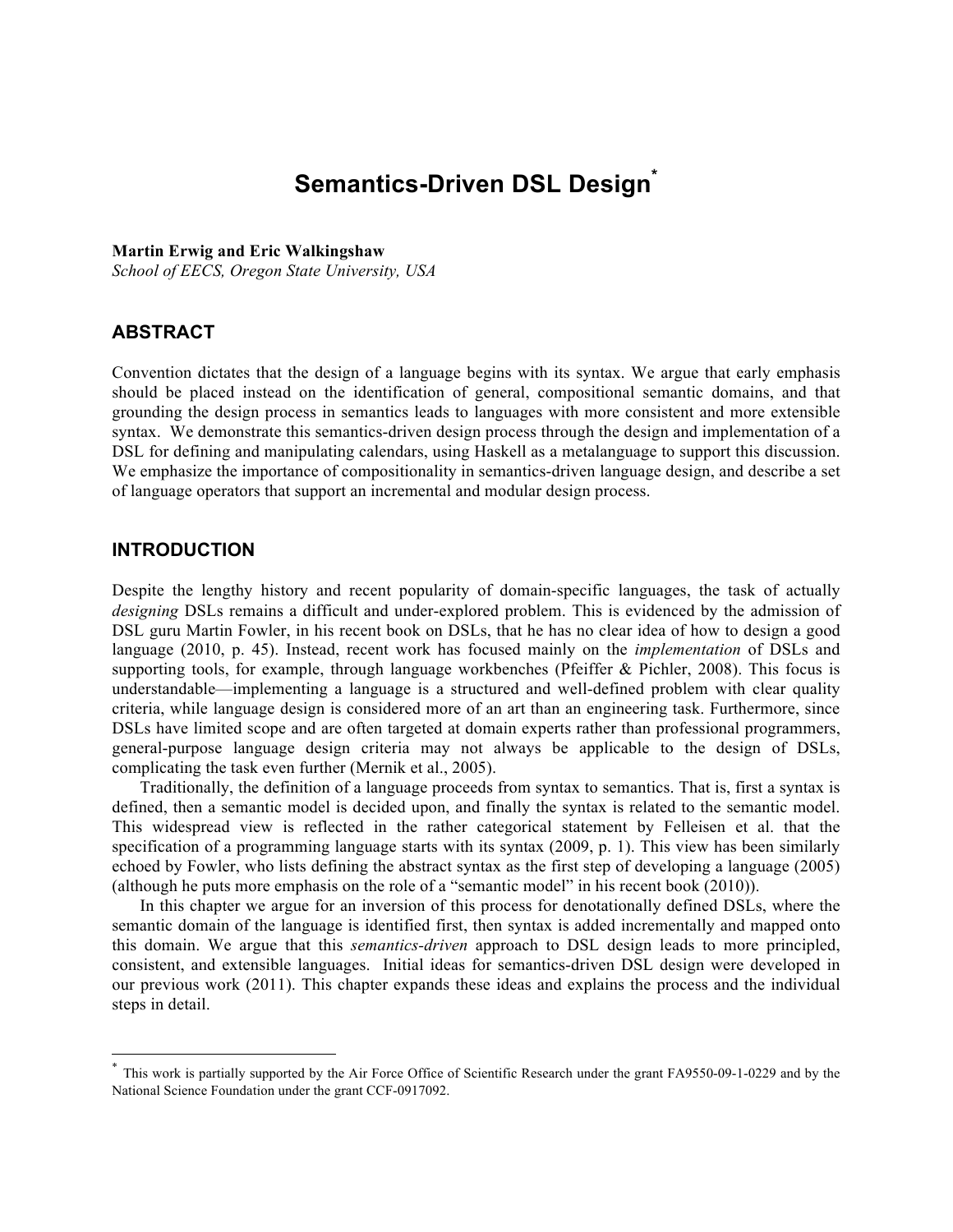# Semantics-Driven DSL Design[*]

**Martin Erwig and Eric Walkingshaw**
*School of EECS, Oregon State University, USA*

## ABSTRACT

Convention dictates that the design of a language begins with its syntax. We argue that early emphasis should be placed instead on the identification of general, compositional semantic domains, and that grounding the design process in semantics leads to languages with more consistent and more extensible syntax. We demonstrate this semantics-driven design process through the design and implementation of a DSL for defining and manipulating calendars, using Haskell as a metalanguage to support this discussion. We emphasize the importance of compositionality in semantics-driven language design, and describe a set of language operators that support an incremental and modular design process.

## INTRODUCTION

Despite the lengthy history and recent popularity of domain-specific languages, the task of actually *designing* DSLs remains a difficult and under-explored problem. This is evidenced by the admission of DSL guru Martin Fowler, in his recent book on DSLs, that he has no clear idea of how to design a good language (2010, p. 45). Instead, recent work has focused mainly on the *implementation* of DSLs and supporting tools, for example, through language workbenches (Pfeiffer & Pichler, 2008). This focus is understandable—implementing a language is a structured and well-defined problem with clear quality criteria, while language design is considered more of an art than an engineering task. Furthermore, since DSLs have limited scope and are often targeted at domain experts rather than professional programmers, general-purpose language design criteria may not always be applicable to the design of DSLs, complicating the task even further (Mernik et al., 2005).

Traditionally, the definition of a language proceeds from syntax to semantics. That is, first a syntax is defined, then a semantic model is decided upon, and finally the syntax is related to the semantic model. This widespread view is reflected in the rather categorical statement by Felleisen et al. that the specification of a programming language starts with its syntax (2009, p. 1). This view has been similarly echoed by Fowler, who lists defining the abstract syntax as the first step of developing a language (2005) (although he puts more emphasis on the role of a "semantic model" in his recent book (2010)).

In this chapter we argue for an inversion of this process for denotationally defined DSLs, where the semantic domain of the language is identified first, then syntax is added incrementally and mapped onto this domain. We argue that this *semantics-driven* approach to DSL design leads to more principled, consistent, and extensible languages. Initial ideas for semantics-driven DSL design were developed in our previous work (2011). This chapter expands these ideas and explains the process and the individual steps in detail.

---

[*] This work is partially supported by the Air Force Office of Scientific Research under the grant FA9550-09-1-0229 and by the National Science Foundation under the grant CCF-0917092.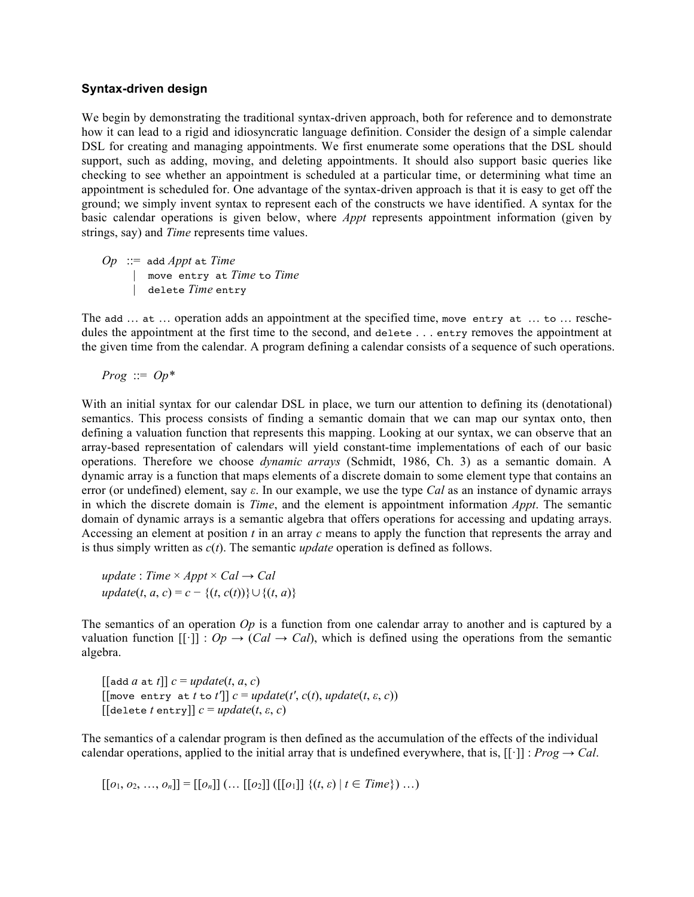### Syntax-driven design

We begin by demonstrating the traditional syntax-driven approach, both for reference and to demonstrate how it can lead to a rigid and idiosyncratic language definition. Consider the design of a simple calendar DSL for creating and managing appointments. We first enumerate some operations that the DSL should support, such as adding, moving, and deleting appointments. It should also support basic queries like checking to see whether an appointment is scheduled at a particular time, or determining what time an appointment is scheduled for. One advantage of the syntax-driven approach is that it is easy to get off the ground; we simply invent syntax to represent each of the constructs we have identified. A syntax for the basic calendar operations is given below, where *Appt* represents appointment information (given by strings, say) and *Time* represents time values.

$$
\begin{aligned}
Op \ ::= \ & \texttt{add}\ Appt\ \texttt{at}\ Time \\
\mid \ & \texttt{move entry at}\ Time\ \texttt{to}\ Time \\
\mid \ & \texttt{delete}\ Time\ \texttt{entry}
\end{aligned}
$$

The `add … at …` operation adds an appointment at the specified time, `move entry at … to …` reschedules the appointment at the first time to the second, and `delete . . . entry` removes the appointment at the given time from the calendar. A program defining a calendar consists of a sequence of such operations.

$$Prog \ ::= \ Op^*$$

With an initial syntax for our calendar DSL in place, we turn our attention to defining its (denotational) semantics. This process consists of finding a semantic domain that we can map our syntax onto, then defining a valuation function that represents this mapping. Looking at our syntax, we can observe that an array-based representation of calendars will yield constant-time implementations of each of our basic operations. Therefore we choose *dynamic arrays* (Schmidt, 1986, Ch. 3) as a semantic domain. A dynamic array is a function that maps elements of a discrete domain to some element type that contains an error (or undefined) element, say $\varepsilon$. In our example, we use the type *Cal* as an instance of dynamic arrays in which the discrete domain is *Time*, and the element is appointment information *Appt*. The semantic domain of dynamic arrays is a semantic algebra that offers operations for accessing and updating arrays. Accessing an element at position $t$ in an array $c$ means to apply the function that represents the array and is thus simply written as $c(t)$. The semantic *update* operation is defined as follows.

$$
\begin{aligned}
&update : Time \times Appt \times Cal \rightarrow Cal \\
&update(t, a, c) = c - \{(t, c(t))\} \cup \{(t, a)\}
\end{aligned}
$$

The semantics of an operation *Op* is a function from one calendar array to another and is captured by a valuation function $[[\cdot]] : Op \rightarrow (Cal \rightarrow Cal)$, which is defined using the operations from the semantic algebra.

$$
\begin{aligned}
&[[\texttt{add}\ a\ \texttt{at}\ t]]\ c = update(t, a, c) \\
&[[\texttt{move entry at}\ t\ \texttt{to}\ t']]\ c = update(t', c(t), update(t, \varepsilon, c)) \\
&[[\texttt{delete}\ t\ \texttt{entry}]]\ c = update(t, \varepsilon, c)
\end{aligned}
$$

The semantics of a calendar program is then defined as the accumulation of the effects of the individual calendar operations, applied to the initial array that is undefined everywhere, that is, $[[\cdot]] : Prog \rightarrow Cal$.

$$[[o_1, o_2, \ldots, o_n]] = [[o_n]]\ (\ldots\ [[o_2]]\ ([[o_1]]\ \{(t, \varepsilon) \mid t \in Time\})\ \ldots)$$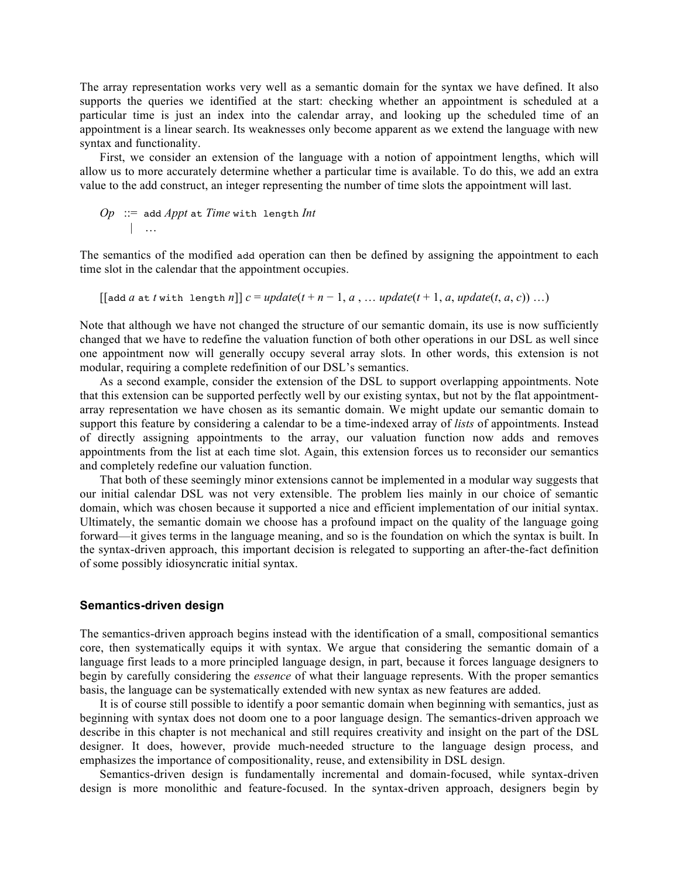The array representation works very well as a semantic domain for the syntax we have defined. It also supports the queries we identified at the start: checking whether an appointment is scheduled at a particular time is just an index into the calendar array, and looking up the scheduled time of an appointment is a linear search. Its weaknesses only become apparent as we extend the language with new syntax and functionality.

First, we consider an extension of the language with a notion of appointment lengths, which will allow us to more accurately determine whether a particular time is available. To do this, we add an extra value to the add construct, an integer representing the number of time slots the appointment will last.

*Op* ::= `add` *Appt* `at` *Time* `with length` *Int*
 | …

The semantics of the modified `add` operation can then be defined by assigning the appointment to each time slot in the calendar that the appointment occupies.

[[`add` *a* `at` *t* `with length` *n*]] $c = update(t + n - 1, a, \ldots\ update(t + 1, a, update(t, a, c)) \ldots)$

Note that although we have not changed the structure of our semantic domain, its use is now sufficiently changed that we have to redefine the valuation function of both other operations in our DSL as well since one appointment now will generally occupy several array slots. In other words, this extension is not modular, requiring a complete redefinition of our DSL's semantics.

As a second example, consider the extension of the DSL to support overlapping appointments. Note that this extension can be supported perfectly well by our existing syntax, but not by the flat appointment-array representation we have chosen as its semantic domain. We might update our semantic domain to support this feature by considering a calendar to be a time-indexed array of *lists* of appointments. Instead of directly assigning appointments to the array, our valuation function now adds and removes appointments from the list at each time slot. Again, this extension forces us to reconsider our semantics and completely redefine our valuation function.

That both of these seemingly minor extensions cannot be implemented in a modular way suggests that our initial calendar DSL was not very extensible. The problem lies mainly in our choice of semantic domain, which was chosen because it supported a nice and efficient implementation of our initial syntax. Ultimately, the semantic domain we choose has a profound impact on the quality of the language going forward—it gives terms in the language meaning, and so is the foundation on which the syntax is built. In the syntax-driven approach, this important decision is relegated to supporting an after-the-fact definition of some possibly idiosyncratic initial syntax.

### Semantics-driven design

The semantics-driven approach begins instead with the identification of a small, compositional semantics core, then systematically equips it with syntax. We argue that considering the semantic domain of a language first leads to a more principled language design, in part, because it forces language designers to begin by carefully considering the *essence* of what their language represents. With the proper semantics basis, the language can be systematically extended with new syntax as new features are added.

It is of course still possible to identify a poor semantic domain when beginning with semantics, just as beginning with syntax does not doom one to a poor language design. The semantics-driven approach we describe in this chapter is not mechanical and still requires creativity and insight on the part of the DSL designer. It does, however, provide much-needed structure to the language design process, and emphasizes the importance of compositionality, reuse, and extensibility in DSL design.

Semantics-driven design is fundamentally incremental and domain-focused, while syntax-driven design is more monolithic and feature-focused. In the syntax-driven approach, designers begin by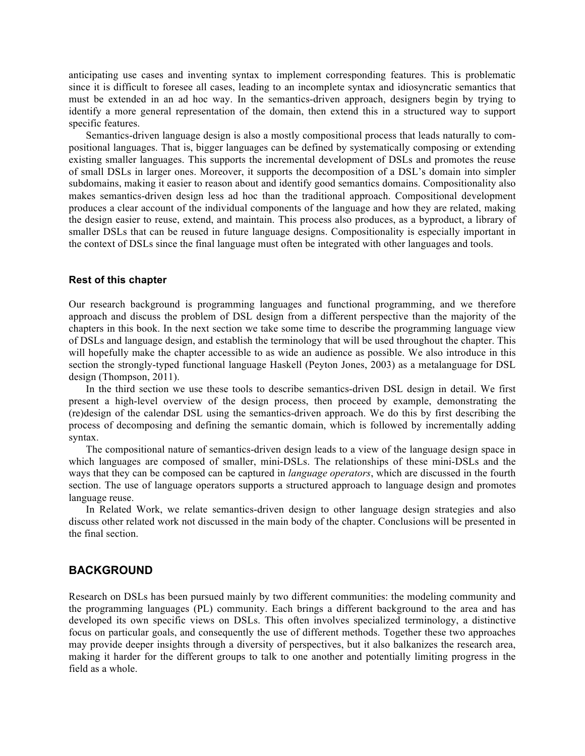anticipating use cases and inventing syntax to implement corresponding features. This is problematic since it is difficult to foresee all cases, leading to an incomplete syntax and idiosyncratic semantics that must be extended in an ad hoc way. In the semantics-driven approach, designers begin by trying to identify a more general representation of the domain, then extend this in a structured way to support specific features.

Semantics-driven language design is also a mostly compositional process that leads naturally to compositional languages. That is, bigger languages can be defined by systematically composing or extending existing smaller languages. This supports the incremental development of DSLs and promotes the reuse of small DSLs in larger ones. Moreover, it supports the decomposition of a DSL's domain into simpler subdomains, making it easier to reason about and identify good semantics domains. Compositionality also makes semantics-driven design less ad hoc than the traditional approach. Compositional development produces a clear account of the individual components of the language and how they are related, making the design easier to reuse, extend, and maintain. This process also produces, as a byproduct, a library of smaller DSLs that can be reused in future language designs. Compositionality is especially important in the context of DSLs since the final language must often be integrated with other languages and tools.

### Rest of this chapter

Our research background is programming languages and functional programming, and we therefore approach and discuss the problem of DSL design from a different perspective than the majority of the chapters in this book. In the next section we take some time to describe the programming language view of DSLs and language design, and establish the terminology that will be used throughout the chapter. This will hopefully make the chapter accessible to as wide an audience as possible. We also introduce in this section the strongly-typed functional language Haskell (Peyton Jones, 2003) as a metalanguage for DSL design (Thompson, 2011).

In the third section we use these tools to describe semantics-driven DSL design in detail. We first present a high-level overview of the design process, then proceed by example, demonstrating the (re)design of the calendar DSL using the semantics-driven approach. We do this by first describing the process of decomposing and defining the semantic domain, which is followed by incrementally adding syntax.

The compositional nature of semantics-driven design leads to a view of the language design space in which languages are composed of smaller, mini-DSLs. The relationships of these mini-DSLs and the ways that they can be composed can be captured in *language operators*, which are discussed in the fourth section. The use of language operators supports a structured approach to language design and promotes language reuse.

In Related Work, we relate semantics-driven design to other language design strategies and also discuss other related work not discussed in the main body of the chapter. Conclusions will be presented in the final section.

## BACKGROUND

Research on DSLs has been pursued mainly by two different communities: the modeling community and the programming languages (PL) community. Each brings a different background to the area and has developed its own specific views on DSLs. This often involves specialized terminology, a distinctive focus on particular goals, and consequently the use of different methods. Together these two approaches may provide deeper insights through a diversity of perspectives, but it also balkanizes the research area, making it harder for the different groups to talk to one another and potentially limiting progress in the field as a whole.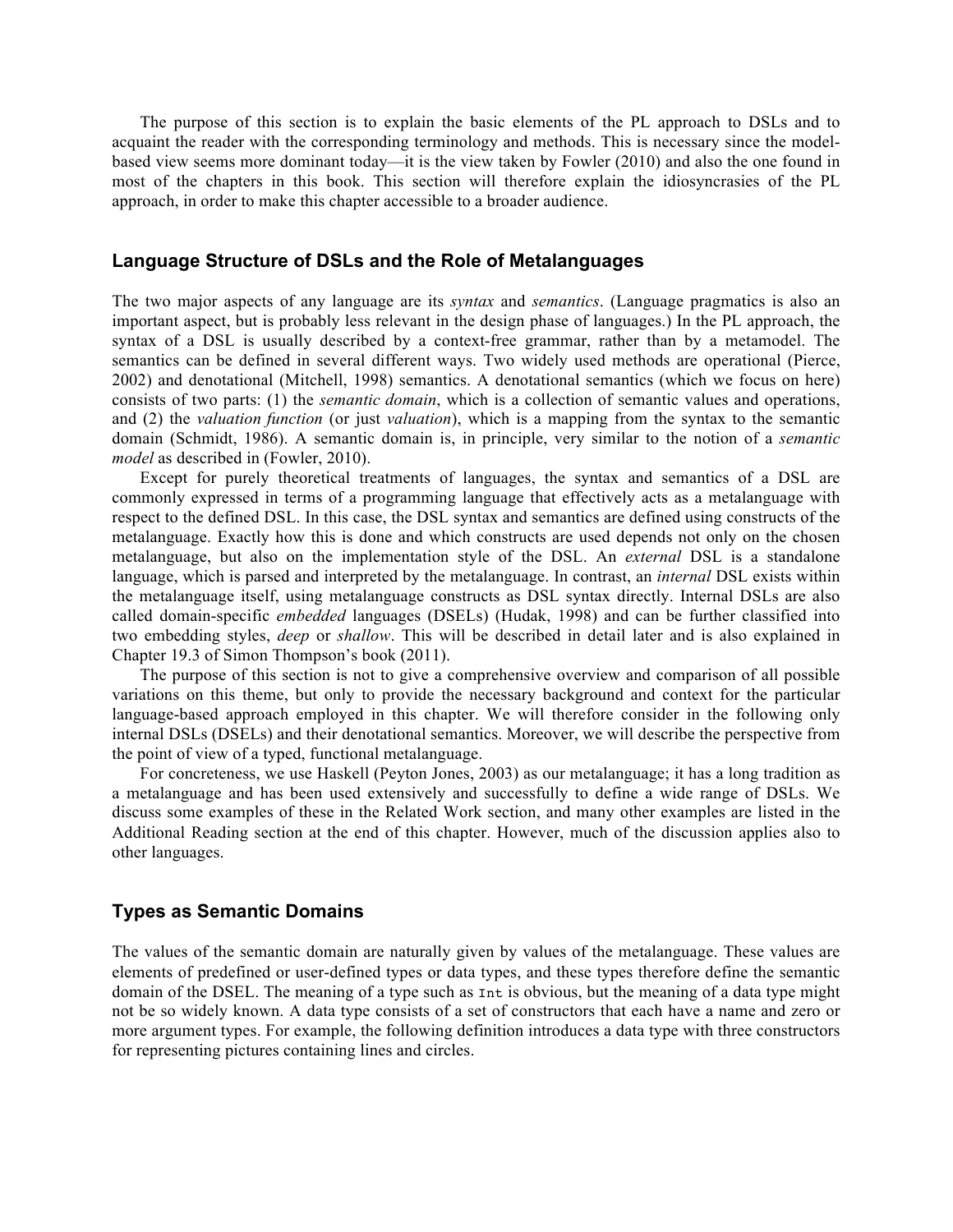The purpose of this section is to explain the basic elements of the PL approach to DSLs and to acquaint the reader with the corresponding terminology and methods. This is necessary since the model-based view seems more dominant today—it is the view taken by Fowler (2010) and also the one found in most of the chapters in this book. This section will therefore explain the idiosyncrasies of the PL approach, in order to make this chapter accessible to a broader audience.

## Language Structure of DSLs and the Role of Metalanguages

The two major aspects of any language are its *syntax* and *semantics*. (Language pragmatics is also an important aspect, but is probably less relevant in the design phase of languages.) In the PL approach, the syntax of a DSL is usually described by a context-free grammar, rather than by a metamodel. The semantics can be defined in several different ways. Two widely used methods are operational (Pierce, 2002) and denotational (Mitchell, 1998) semantics. A denotational semantics (which we focus on here) consists of two parts: (1) the *semantic domain*, which is a collection of semantic values and operations, and (2) the *valuation function* (or just *valuation*), which is a mapping from the syntax to the semantic domain (Schmidt, 1986). A semantic domain is, in principle, very similar to the notion of a *semantic model* as described in (Fowler, 2010).

Except for purely theoretical treatments of languages, the syntax and semantics of a DSL are commonly expressed in terms of a programming language that effectively acts as a metalanguage with respect to the defined DSL. In this case, the DSL syntax and semantics are defined using constructs of the metalanguage. Exactly how this is done and which constructs are used depends not only on the chosen metalanguage, but also on the implementation style of the DSL. An *external* DSL is a standalone language, which is parsed and interpreted by the metalanguage. In contrast, an *internal* DSL exists within the metalanguage itself, using metalanguage constructs as DSL syntax directly. Internal DSLs are also called domain-specific *embedded* languages (DSELs) (Hudak, 1998) and can be further classified into two embedding styles, *deep* or *shallow*. This will be described in detail later and is also explained in Chapter 19.3 of Simon Thompson's book (2011).

The purpose of this section is not to give a comprehensive overview and comparison of all possible variations on this theme, but only to provide the necessary background and context for the particular language-based approach employed in this chapter. We will therefore consider in the following only internal DSLs (DSELs) and their denotational semantics. Moreover, we will describe the perspective from the point of view of a typed, functional metalanguage.

For concreteness, we use Haskell (Peyton Jones, 2003) as our metalanguage; it has a long tradition as a metalanguage and has been used extensively and successfully to define a wide range of DSLs. We discuss some examples of these in the Related Work section, and many other examples are listed in the Additional Reading section at the end of this chapter. However, much of the discussion applies also to other languages.

## Types as Semantic Domains

The values of the semantic domain are naturally given by values of the metalanguage. These values are elements of predefined or user-defined types or data types, and these types therefore define the semantic domain of the DSEL. The meaning of a type such as `Int` is obvious, but the meaning of a data type might not be so widely known. A data type consists of a set of constructors that each have a name and zero or more argument types. For example, the following definition introduces a data type with three constructors for representing pictures containing lines and circles.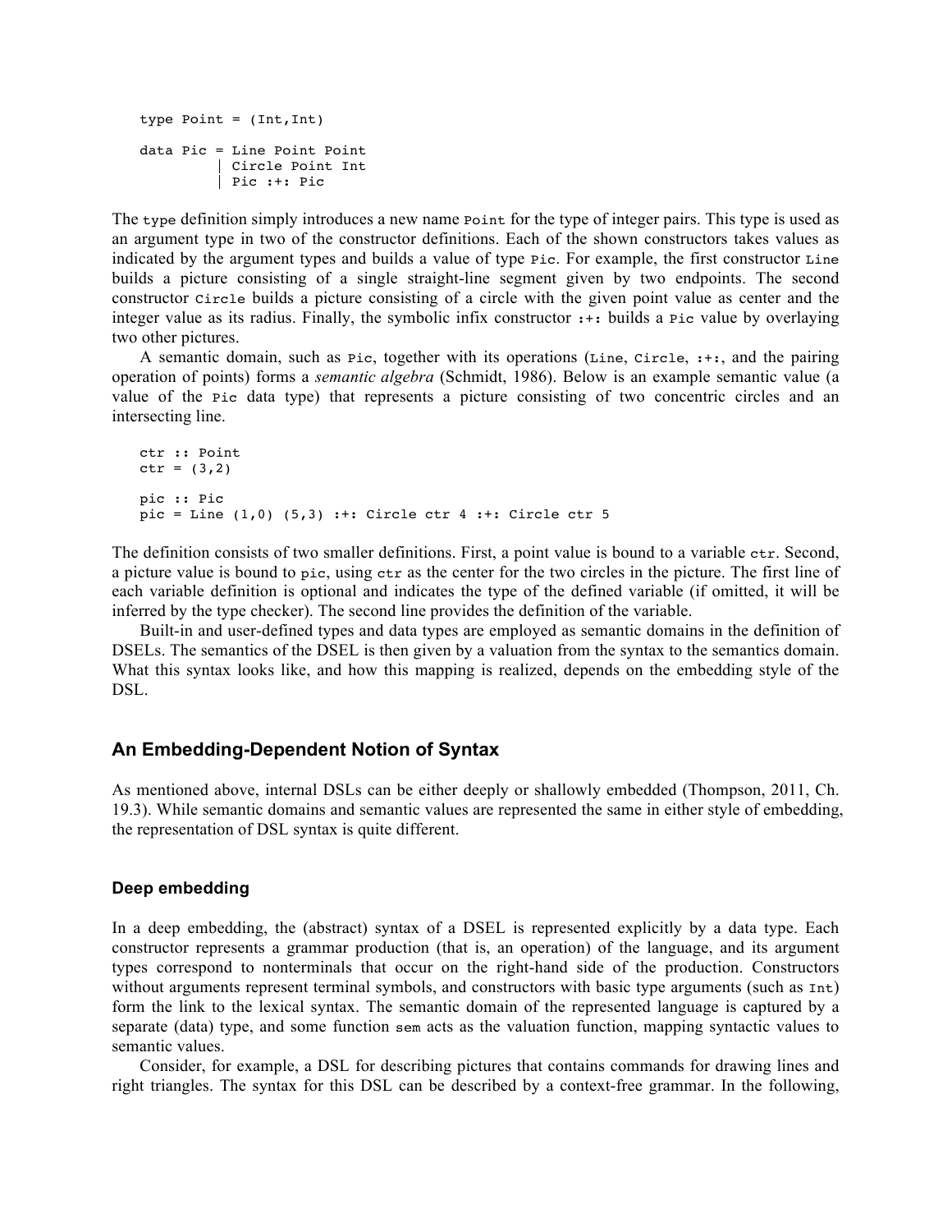```
type Point = (Int,Int)

data Pic = Line Point Point
         | Circle Point Int
         | Pic :+: Pic
```

The `type` definition simply introduces a new name `Point` for the type of integer pairs. This type is used as an argument type in two of the constructor definitions. Each of the shown constructors takes values as indicated by the argument types and builds a value of type `Pic`. For example, the first constructor `Line` builds a picture consisting of a single straight-line segment given by two endpoints. The second constructor `Circle` builds a picture consisting of a circle with the given point value as center and the integer value as its radius. Finally, the symbolic infix constructor `:+:` builds a `Pic` value by overlaying two other pictures.

A semantic domain, such as `Pic`, together with its operations (`Line`, `Circle`, `:+:`, and the pairing operation of points) forms a *semantic algebra* (Schmidt, 1986). Below is an example semantic value (a value of the `Pic` data type) that represents a picture consisting of two concentric circles and an intersecting line.

```
ctr :: Point
ctr = (3,2)

pic :: Pic
pic = Line (1,0) (5,3) :+: Circle ctr 4 :+: Circle ctr 5
```

The definition consists of two smaller definitions. First, a point value is bound to a variable `ctr`. Second, a picture value is bound to `pic`, using `ctr` as the center for the two circles in the picture. The first line of each variable definition is optional and indicates the type of the defined variable (if omitted, it will be inferred by the type checker). The second line provides the definition of the variable.

Built-in and user-defined types and data types are employed as semantic domains in the definition of DSELs. The semantics of the DSEL is then given by a valuation from the syntax to the semantics domain. What this syntax looks like, and how this mapping is realized, depends on the embedding style of the DSL.

## An Embedding-Dependent Notion of Syntax

As mentioned above, internal DSLs can be either deeply or shallowly embedded (Thompson, 2011, Ch. 19.3). While semantic domains and semantic values are represented the same in either style of embedding, the representation of DSL syntax is quite different.

### Deep embedding

In a deep embedding, the (abstract) syntax of a DSEL is represented explicitly by a data type. Each constructor represents a grammar production (that is, an operation) of the language, and its argument types correspond to nonterminals that occur on the right-hand side of the production. Constructors without arguments represent terminal symbols, and constructors with basic type arguments (such as `Int`) form the link to the lexical syntax. The semantic domain of the represented language is captured by a separate (data) type, and some function `sem` acts as the valuation function, mapping syntactic values to semantic values.

Consider, for example, a DSL for describing pictures that contains commands for drawing lines and right triangles. The syntax for this DSL can be described by a context-free grammar. In the following,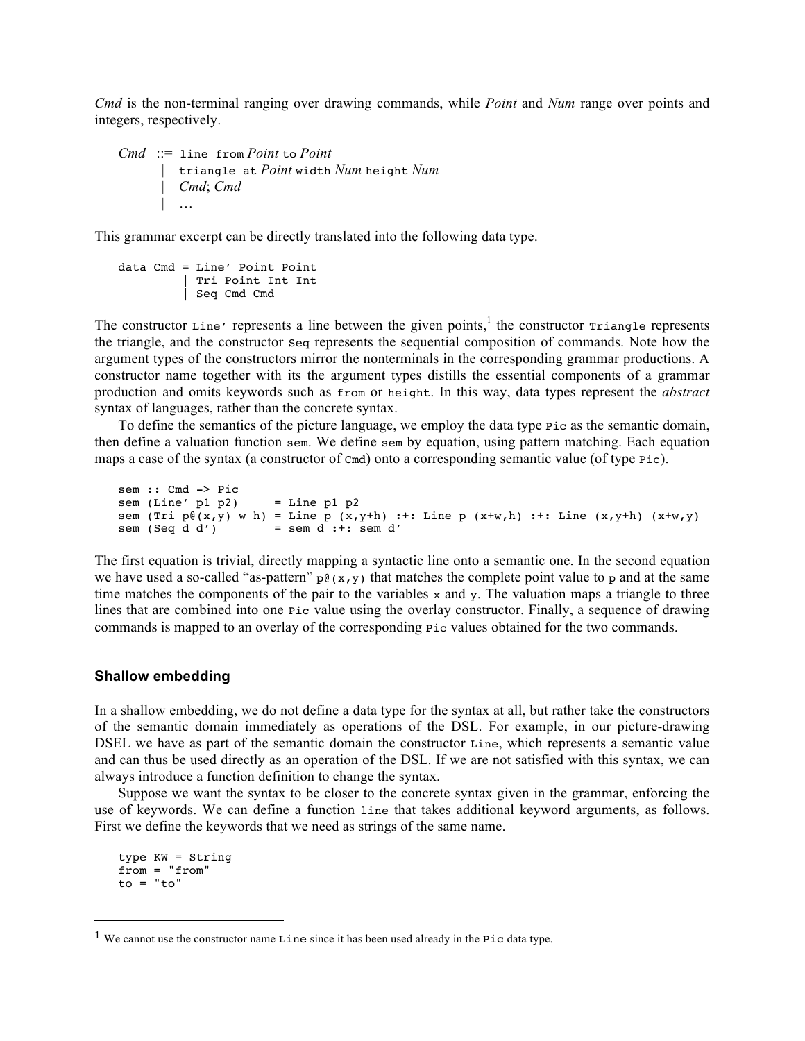*Cmd* is the non-terminal ranging over drawing commands, while *Point* and *Num* range over points and integers, respectively.

```
Cmd ::= line from Point to Point
      | triangle at Point width Num height Num
      | Cmd; Cmd
      | …
```

This grammar excerpt can be directly translated into the following data type.

```
data Cmd = Line' Point Point
         | Tri Point Int Int
         | Seq Cmd Cmd
```

The constructor `Line'` represents a line between the given points,[1] the constructor `Triangle` represents the triangle, and the constructor `Seq` represents the sequential composition of commands. Note how the argument types of the constructors mirror the nonterminals in the corresponding grammar productions. A constructor name together with its the argument types distills the essential components of a grammar production and omits keywords such as `from` or `height`. In this way, data types represent the *abstract* syntax of languages, rather than the concrete syntax.

To define the semantics of the picture language, we employ the data type `Pic` as the semantic domain, then define a valuation function `sem`. We define `sem` by equation, using pattern matching. Each equation maps a case of the syntax (a constructor of `Cmd`) onto a corresponding semantic value (of type `Pic`).

```
sem :: Cmd -> Pic
sem (Line' p1 p2)     = Line p1 p2
sem (Tri p@(x,y) w h) = Line p (x,y+h) :+: Line p (x+w,h) :+: Line (x,y+h) (x+w,y)
sem (Seq d d')        = sem d :+: sem d'
```

The first equation is trivial, directly mapping a syntactic line onto a semantic one. In the second equation we have used a so-called "as-pattern" `p@(x,y)` that matches the complete point value to `p` and at the same time matches the components of the pair to the variables `x` and `y`. The valuation maps a triangle to three lines that are combined into one `Pic` value using the overlay constructor. Finally, a sequence of drawing commands is mapped to an overlay of the corresponding `Pic` values obtained for the two commands.

### Shallow embedding

In a shallow embedding, we do not define a data type for the syntax at all, but rather take the constructors of the semantic domain immediately as operations of the DSL. For example, in our picture-drawing DSEL we have as part of the semantic domain the constructor `Line`, which represents a semantic value and can thus be used directly as an operation of the DSL. If we are not satisfied with this syntax, we can always introduce a function definition to change the syntax.

Suppose we want the syntax to be closer to the concrete syntax given in the grammar, enforcing the use of keywords. We can define a function `line` that takes additional keyword arguments, as follows. First we define the keywords that we need as strings of the same name.

```
type KW = String
from = "from"
to = "to"
```

[1] We cannot use the constructor name `Line` since it has been used already in the `Pic` data type.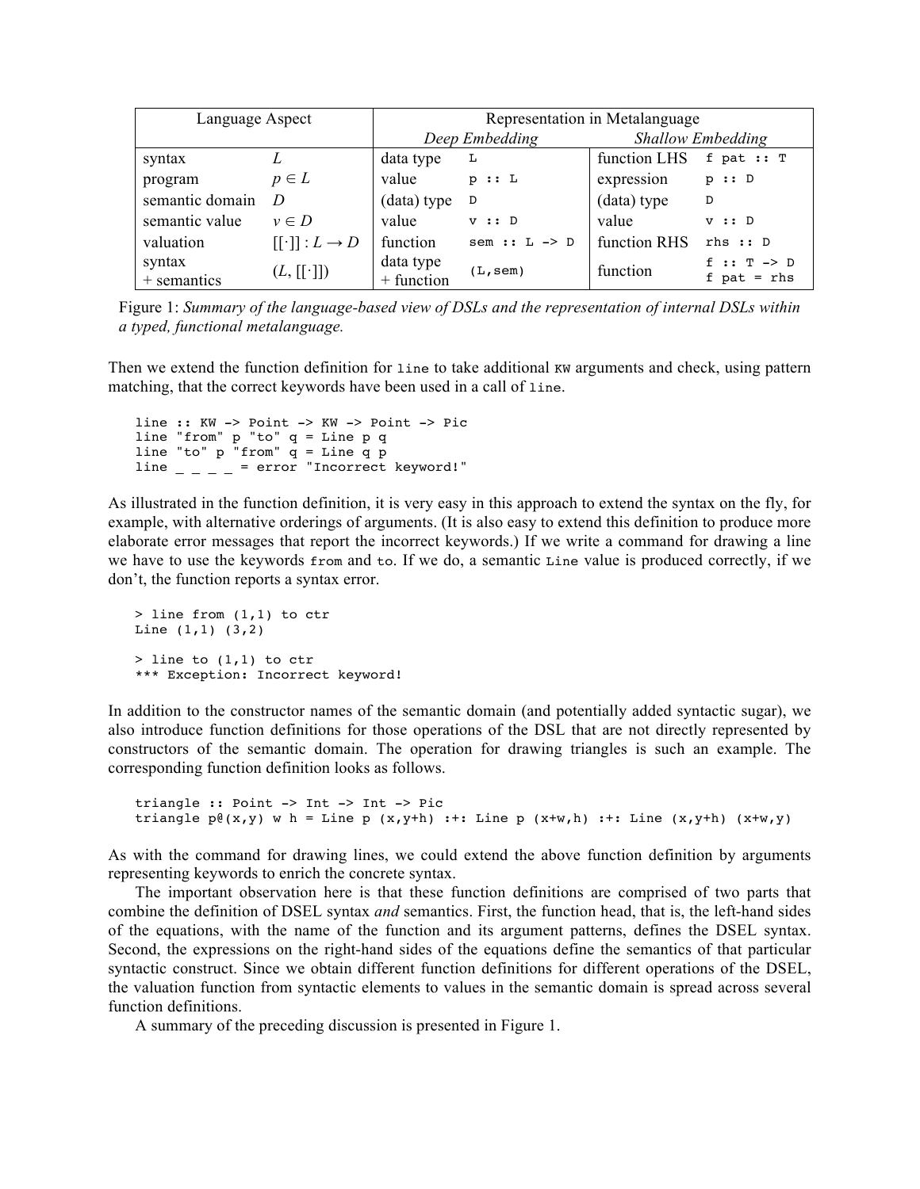| Language Aspect | | Representation in Metalanguage | | | |
|---|---|---|---|---|---|
| | | *Deep Embedding* | | *Shallow Embedding* | |
| syntax | $L$ | data type | `L` | function LHS | `f pat :: T` |
| program | $p \in L$ | value | `p :: L` | expression | `p :: D` |
| semantic domain | $D$ | (data) type | `D` | (data) type | `D` |
| semantic value | $v \in D$ | value | `v :: D` | value | `v :: D` |
| valuation | $[[\cdot]] : L \to D$ | function | `sem :: L -> D` | function RHS | `rhs :: D` |
| syntax + semantics | $(L, [[\cdot]])$ | data type + function | `(L,sem)` | function | `f :: T -> D` `f pat = rhs` |

Figure 1: *Summary of the language-based view of DSLs and the representation of internal DSLs within a typed, functional metalanguage.*

Then we extend the function definition for `line` to take additional `KW` arguments and check, using pattern matching, that the correct keywords have been used in a call of `line`.

```
line :: KW -> Point -> KW -> Point -> Pic
line "from" p "to" q = Line p q
line "to" p "from" q = Line q p
line _ _ _ _ = error "Incorrect keyword!"
```

As illustrated in the function definition, it is very easy in this approach to extend the syntax on the fly, for example, with alternative orderings of arguments. (It is also easy to extend this definition to produce more elaborate error messages that report the incorrect keywords.) If we write a command for drawing a line we have to use the keywords `from` and `to`. If we do, a semantic `Line` value is produced correctly, if we don't, the function reports a syntax error.

```
> line from (1,1) to ctr
Line (1,1) (3,2)

> line to (1,1) to ctr
*** Exception: Incorrect keyword!
```

In addition to the constructor names of the semantic domain (and potentially added syntactic sugar), we also introduce function definitions for those operations of the DSL that are not directly represented by constructors of the semantic domain. The operation for drawing triangles is such an example. The corresponding function definition looks as follows.

```
triangle :: Point -> Int -> Int -> Pic
triangle p@(x,y) w h = Line p (x,y+h) :+: Line p (x+w,h) :+: Line (x,y+h) (x+w,y)
```

As with the command for drawing lines, we could extend the above function definition by arguments representing keywords to enrich the concrete syntax.

The important observation here is that these function definitions are comprised of two parts that combine the definition of DSEL syntax *and* semantics. First, the function head, that is, the left-hand sides of the equations, with the name of the function and its argument patterns, defines the DSEL syntax. Second, the expressions on the right-hand sides of the equations define the semantics of that particular syntactic construct. Since we obtain different function definitions for different operations of the DSEL, the valuation function from syntactic elements to values in the semantic domain is spread across several function definitions.

A summary of the preceding discussion is presented in Figure 1.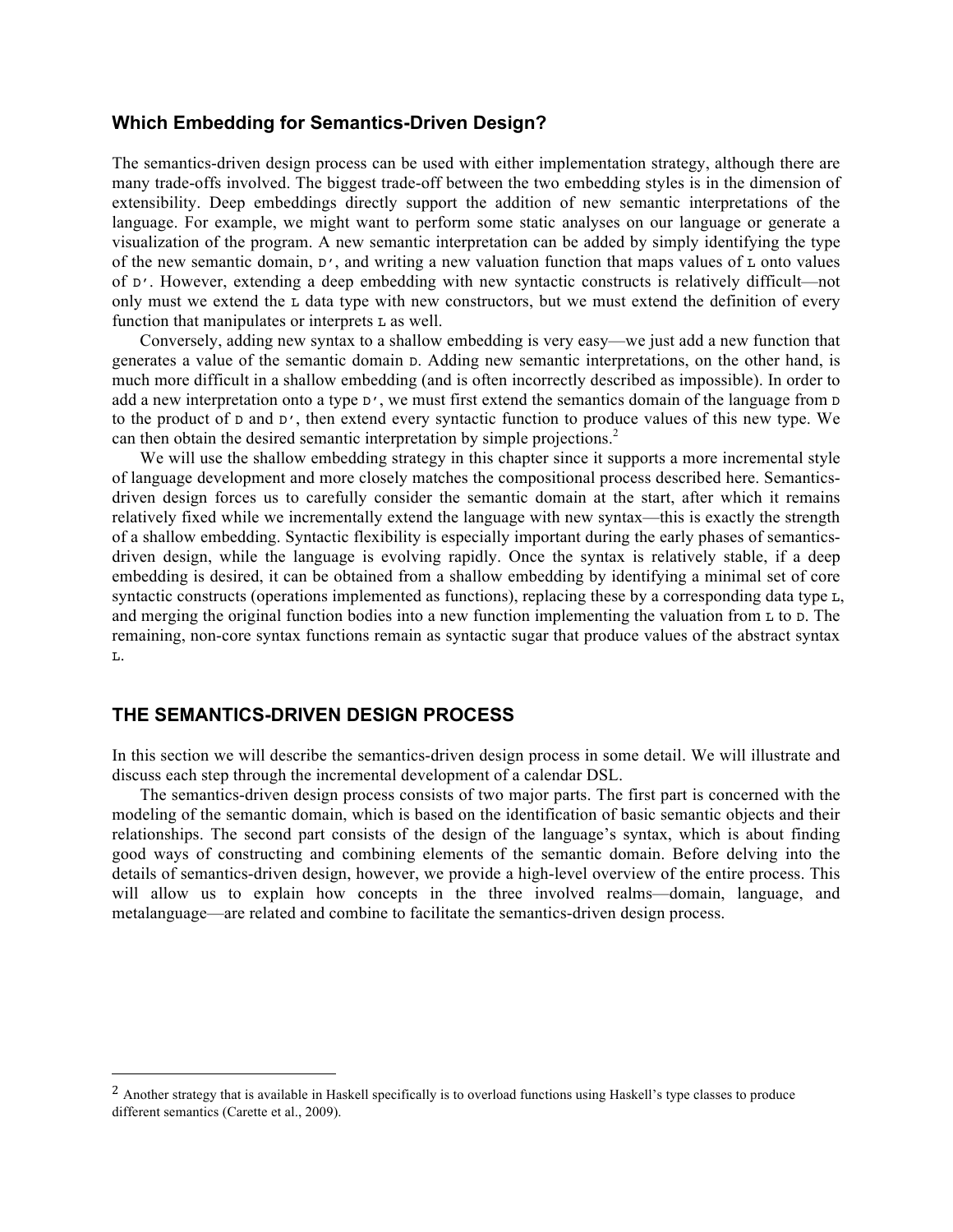### Which Embedding for Semantics-Driven Design?

The semantics-driven design process can be used with either implementation strategy, although there are many trade-offs involved. The biggest trade-off between the two embedding styles is in the dimension of extensibility. Deep embeddings directly support the addition of new semantic interpretations of the language. For example, we might want to perform some static analyses on our language or generate a visualization of the program. A new semantic interpretation can be added by simply identifying the type of the new semantic domain, `D'`, and writing a new valuation function that maps values of `L` onto values of `D'`. However, extending a deep embedding with new syntactic constructs is relatively difficult—not only must we extend the `L` data type with new constructors, but we must extend the definition of every function that manipulates or interprets `L` as well.

Conversely, adding new syntax to a shallow embedding is very easy—we just add a new function that generates a value of the semantic domain `D`. Adding new semantic interpretations, on the other hand, is much more difficult in a shallow embedding (and is often incorrectly described as impossible). In order to add a new interpretation onto a type `D'`, we must first extend the semantics domain of the language from `D` to the product of `D` and `D'`, then extend every syntactic function to produce values of this new type. We can then obtain the desired semantic interpretation by simple projections.[2]

We will use the shallow embedding strategy in this chapter since it supports a more incremental style of language development and more closely matches the compositional process described here. Semantics-driven design forces us to carefully consider the semantic domain at the start, after which it remains relatively fixed while we incrementally extend the language with new syntax—this is exactly the strength of a shallow embedding. Syntactic flexibility is especially important during the early phases of semantics-driven design, while the language is evolving rapidly. Once the syntax is relatively stable, if a deep embedding is desired, it can be obtained from a shallow embedding by identifying a minimal set of core syntactic constructs (operations implemented as functions), replacing these by a corresponding data type `L`, and merging the original function bodies into a new function implementing the valuation from `L` to `D`. The remaining, non-core syntax functions remain as syntactic sugar that produce values of the abstract syntax `L`.

## THE SEMANTICS-DRIVEN DESIGN PROCESS

In this section we will describe the semantics-driven design process in some detail. We will illustrate and discuss each step through the incremental development of a calendar DSL.

The semantics-driven design process consists of two major parts. The first part is concerned with the modeling of the semantic domain, which is based on the identification of basic semantic objects and their relationships. The second part consists of the design of the language's syntax, which is about finding good ways of constructing and combining elements of the semantic domain. Before delving into the details of semantics-driven design, however, we provide a high-level overview of the entire process. This will allow us to explain how concepts in the three involved realms—domain, language, and metalanguage—are related and combine to facilitate the semantics-driven design process.

---

[2] Another strategy that is available in Haskell specifically is to overload functions using Haskell's type classes to produce different semantics (Carette et al., 2009).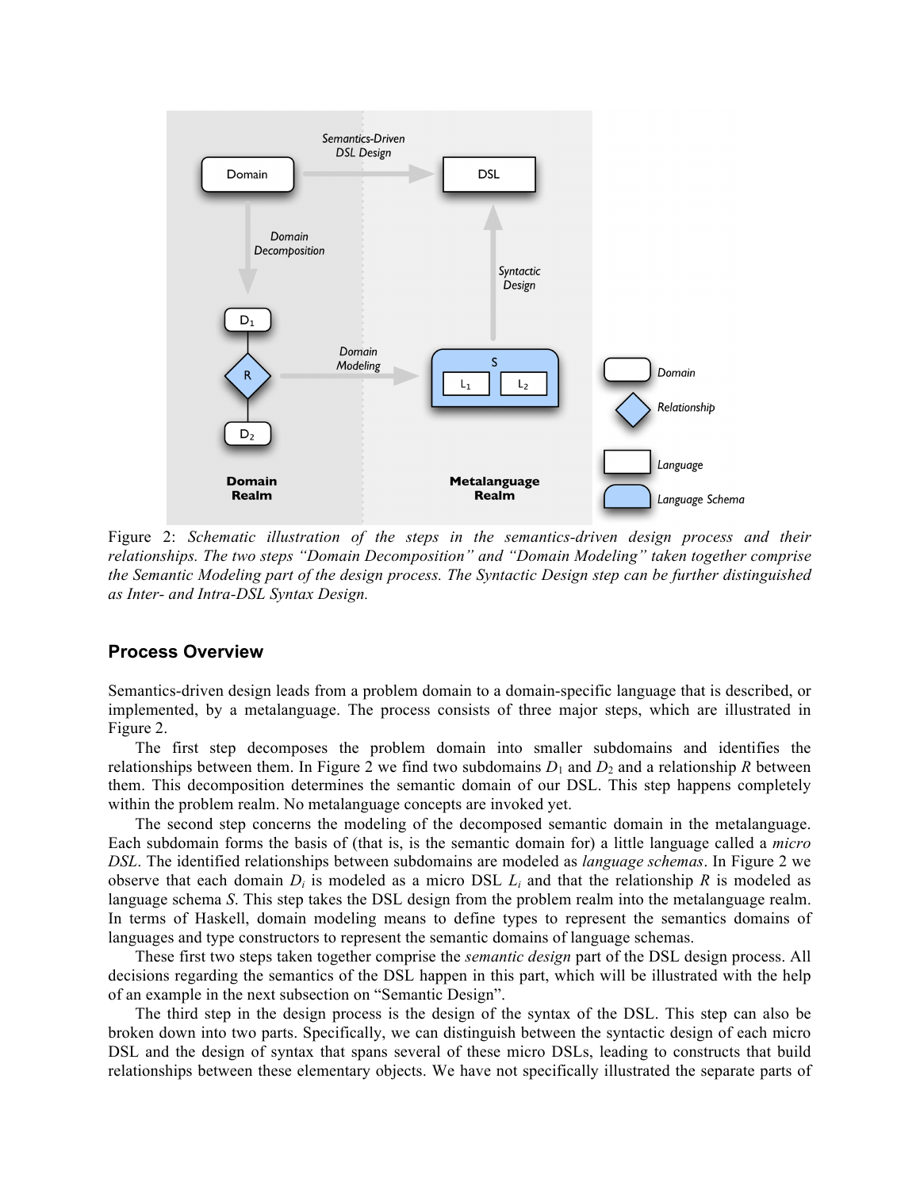Figure 2: *Schematic illustration of the steps in the semantics-driven design process and their relationships. The two steps "Domain Decomposition" and "Domain Modeling" taken together comprise the Semantic Modeling part of the design process. The Syntactic Design step can be further distinguished as Inter- and Intra-DSL Syntax Design.*

## Process Overview

Semantics-driven design leads from a problem domain to a domain-specific language that is described, or implemented, by a metalanguage. The process consists of three major steps, which are illustrated in Figure 2.

The first step decomposes the problem domain into smaller subdomains and identifies the relationships between them. In Figure 2 we find two subdomains $D_1$ and $D_2$ and a relationship $R$ between them. This decomposition determines the semantic domain of our DSL. This step happens completely within the problem realm. No metalanguage concepts are invoked yet.

The second step concerns the modeling of the decomposed semantic domain in the metalanguage. Each subdomain forms the basis of (that is, is the semantic domain for) a little language called a *micro DSL*. The identified relationships between subdomains are modeled as *language schemas*. In Figure 2 we observe that each domain $D_i$ is modeled as a micro DSL $L_i$ and that the relationship $R$ is modeled as language schema $S$. This step takes the DSL design from the problem realm into the metalanguage realm. In terms of Haskell, domain modeling means to define types to represent the semantics domains of languages and type constructors to represent the semantic domains of language schemas.

These first two steps taken together comprise the *semantic design* part of the DSL design process. All decisions regarding the semantics of the DSL happen in this part, which will be illustrated with the help of an example in the next subsection on "Semantic Design".

The third step in the design process is the design of the syntax of the DSL. This step can also be broken down into two parts. Specifically, we can distinguish between the syntactic design of each micro DSL and the design of syntax that spans several of these micro DSLs, leading to constructs that build relationships between these elementary objects. We have not specifically illustrated the separate parts of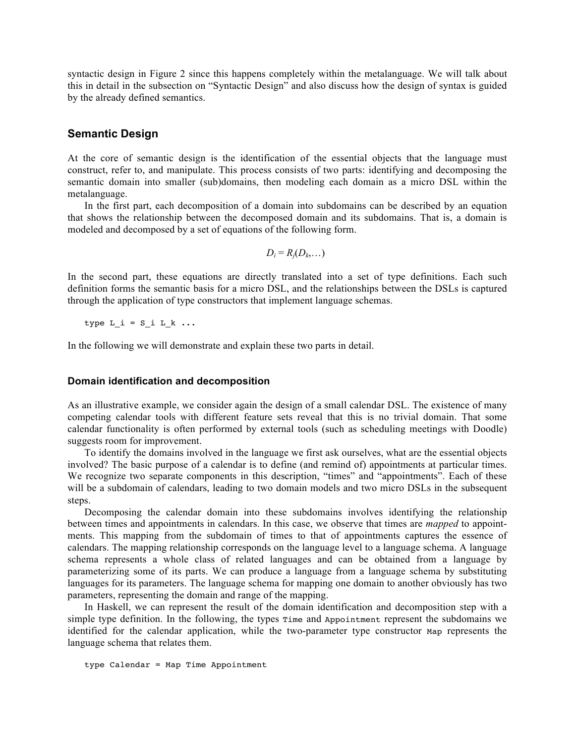syntactic design in Figure 2 since this happens completely within the metalanguage. We will talk about this in detail in the subsection on "Syntactic Design" and also discuss how the design of syntax is guided by the already defined semantics.

## Semantic Design

At the core of semantic design is the identification of the essential objects that the language must construct, refer to, and manipulate. This process consists of two parts: identifying and decomposing the semantic domain into smaller (sub)domains, then modeling each domain as a micro DSL within the metalanguage.

In the first part, each decomposition of a domain into subdomains can be described by an equation that shows the relationship between the decomposed domain and its subdomains. That is, a domain is modeled and decomposed by a set of equations of the following form.

$$D_i = R_j(D_k,\ldots)$$

In the second part, these equations are directly translated into a set of type definitions. Each such definition forms the semantic basis for a micro DSL, and the relationships between the DSLs is captured through the application of type constructors that implement language schemas.

```
type L_i = S_i L_k ...
```

In the following we will demonstrate and explain these two parts in detail.

### Domain identification and decomposition

As an illustrative example, we consider again the design of a small calendar DSL. The existence of many competing calendar tools with different feature sets reveal that this is no trivial domain. That some calendar functionality is often performed by external tools (such as scheduling meetings with Doodle) suggests room for improvement.

To identify the domains involved in the language we first ask ourselves, what are the essential objects involved? The basic purpose of a calendar is to define (and remind of) appointments at particular times. We recognize two separate components in this description, "times" and "appointments". Each of these will be a subdomain of calendars, leading to two domain models and two micro DSLs in the subsequent steps.

Decomposing the calendar domain into these subdomains involves identifying the relationship between times and appointments in calendars. In this case, we observe that times are *mapped* to appointments. This mapping from the subdomain of times to that of appointments captures the essence of calendars. The mapping relationship corresponds on the language level to a language schema. A language schema represents a whole class of related languages and can be obtained from a language by parameterizing some of its parts. We can produce a language from a language schema by substituting languages for its parameters. The language schema for mapping one domain to another obviously has two parameters, representing the domain and range of the mapping.

In Haskell, we can represent the result of the domain identification and decomposition step with a simple type definition. In the following, the types `Time` and `Appointment` represent the subdomains we identified for the calendar application, while the two-parameter type constructor `Map` represents the language schema that relates them.

```
type Calendar = Map Time Appointment
```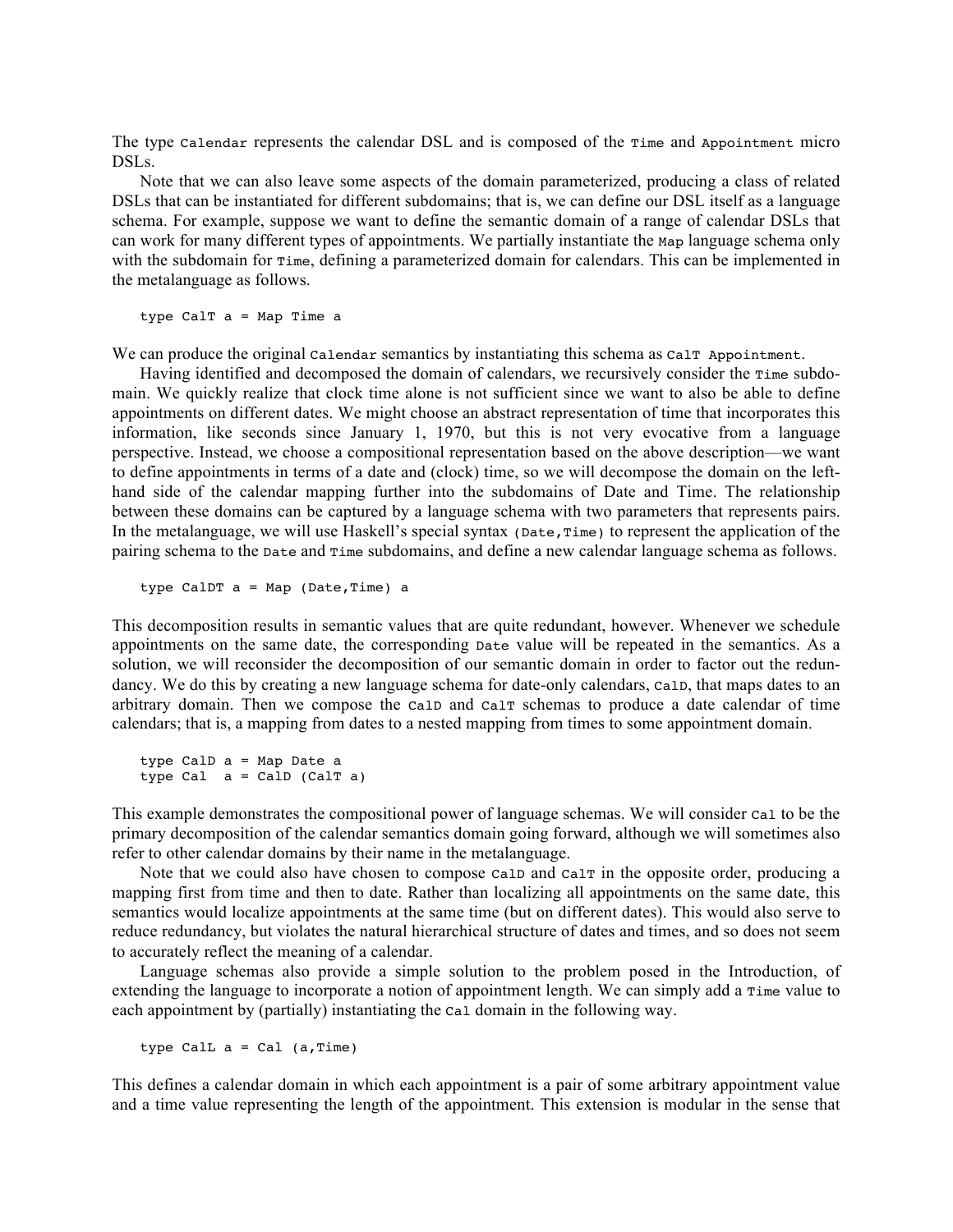The type `Calendar` represents the calendar DSL and is composed of the `Time` and `Appointment` micro DSLs.

Note that we can also leave some aspects of the domain parameterized, producing a class of related DSLs that can be instantiated for different subdomains; that is, we can define our DSL itself as a language schema. For example, suppose we want to define the semantic domain of a range of calendar DSLs that can work for many different types of appointments. We partially instantiate the `Map` language schema only with the subdomain for `Time`, defining a parameterized domain for calendars. This can be implemented in the metalanguage as follows.

```
type CalT a = Map Time a
```

We can produce the original `Calendar` semantics by instantiating this schema as `CalT Appointment`.

Having identified and decomposed the domain of calendars, we recursively consider the `Time` subdomain. We quickly realize that clock time alone is not sufficient since we want to also be able to define appointments on different dates. We might choose an abstract representation of time that incorporates this information, like seconds since January 1, 1970, but this is not very evocative from a language perspective. Instead, we choose a compositional representation based on the above description—we want to define appointments in terms of a date and (clock) time, so we will decompose the domain on the left-hand side of the calendar mapping further into the subdomains of Date and Time. The relationship between these domains can be captured by a language schema with two parameters that represents pairs. In the metalanguage, we will use Haskell's special syntax `(Date,Time)` to represent the application of the pairing schema to the `Date` and `Time` subdomains, and define a new calendar language schema as follows.

```
type CalDT a = Map (Date,Time) a
```

This decomposition results in semantic values that are quite redundant, however. Whenever we schedule appointments on the same date, the corresponding `Date` value will be repeated in the semantics. As a solution, we will reconsider the decomposition of our semantic domain in order to factor out the redundancy. We do this by creating a new language schema for date-only calendars, `CalD`, that maps dates to an arbitrary domain. Then we compose the `CalD` and `CalT` schemas to produce a date calendar of time calendars; that is, a mapping from dates to a nested mapping from times to some appointment domain.

```
type CalD a = Map Date a
type Cal  a = CalD (CalT a)
```

This example demonstrates the compositional power of language schemas. We will consider `Cal` to be the primary decomposition of the calendar semantics domain going forward, although we will sometimes also refer to other calendar domains by their name in the metalanguage.

Note that we could also have chosen to compose `CalD` and `CalT` in the opposite order, producing a mapping first from time and then to date. Rather than localizing all appointments on the same date, this semantics would localize appointments at the same time (but on different dates). This would also serve to reduce redundancy, but violates the natural hierarchical structure of dates and times, and so does not seem to accurately reflect the meaning of a calendar.

Language schemas also provide a simple solution to the problem posed in the Introduction, of extending the language to incorporate a notion of appointment length. We can simply add a `Time` value to each appointment by (partially) instantiating the `Cal` domain in the following way.

```
type CalL a = Cal (a,Time)
```

This defines a calendar domain in which each appointment is a pair of some arbitrary appointment value and a time value representing the length of the appointment. This extension is modular in the sense that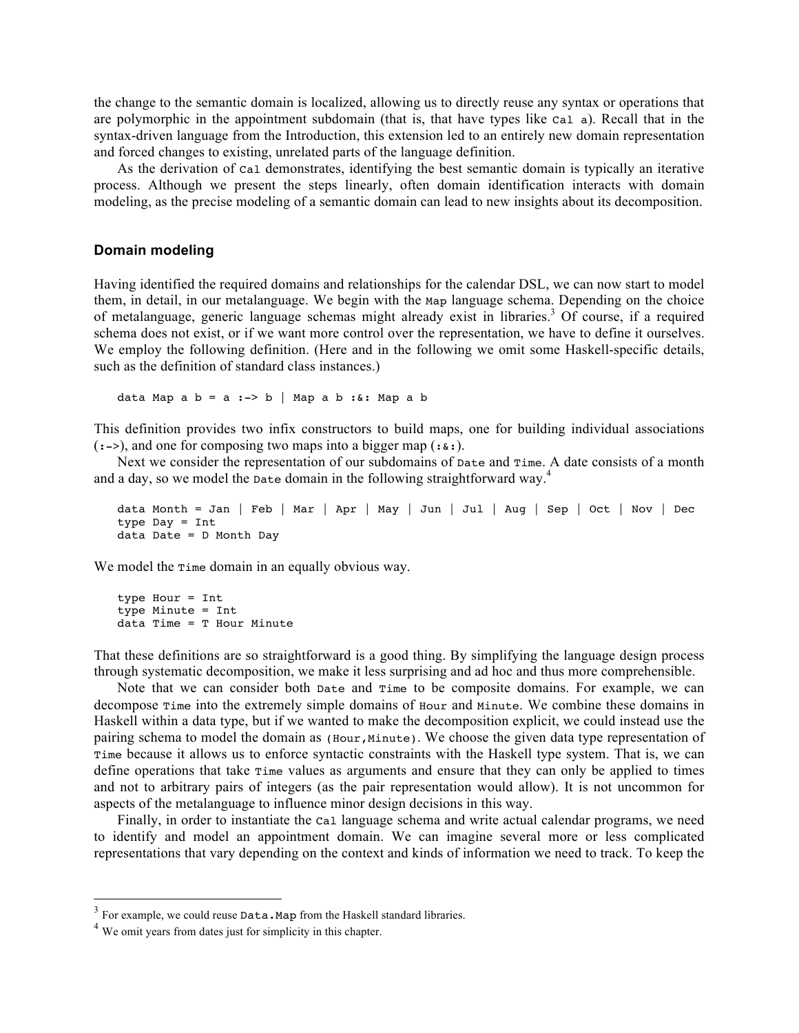the change to the semantic domain is localized, allowing us to directly reuse any syntax or operations that are polymorphic in the appointment subdomain (that is, that have types like `Cal a`). Recall that in the syntax-driven language from the Introduction, this extension led to an entirely new domain representation and forced changes to existing, unrelated parts of the language definition.

As the derivation of `Cal` demonstrates, identifying the best semantic domain is typically an iterative process. Although we present the steps linearly, often domain identification interacts with domain modeling, as the precise modeling of a semantic domain can lead to new insights about its decomposition.

### Domain modeling

Having identified the required domains and relationships for the calendar DSL, we can now start to model them, in detail, in our metalanguage. We begin with the `Map` language schema. Depending on the choice of metalanguage, generic language schemas might already exist in libraries.[3] Of course, if a required schema does not exist, or if we want more control over the representation, we have to define it ourselves. We employ the following definition. (Here and in the following we omit some Haskell-specific details, such as the definition of standard class instances.)

```
data Map a b = a :-> b | Map a b :&: Map a b
```

This definition provides two infix constructors to build maps, one for building individual associations (`:->`), and one for composing two maps into a bigger map (`:&:`).

Next we consider the representation of our subdomains of `Date` and `Time`. A date consists of a month and a day, so we model the `Date` domain in the following straightforward way.[4]

```
data Month = Jan | Feb | Mar | Apr | May | Jun | Jul | Aug | Sep | Oct | Nov | Dec
type Day = Int
data Date = D Month Day
```

We model the `Time` domain in an equally obvious way.

```
type Hour = Int
type Minute = Int
data Time = T Hour Minute
```

That these definitions are so straightforward is a good thing. By simplifying the language design process through systematic decomposition, we make it less surprising and ad hoc and thus more comprehensible.

Note that we can consider both `Date` and `Time` to be composite domains. For example, we can decompose `Time` into the extremely simple domains of `Hour` and `Minute`. We combine these domains in Haskell within a data type, but if we wanted to make the decomposition explicit, we could instead use the pairing schema to model the domain as `(Hour,Minute)`. We choose the given data type representation of `Time` because it allows us to enforce syntactic constraints with the Haskell type system. That is, we can define operations that take `Time` values as arguments and ensure that they can only be applied to times and not to arbitrary pairs of integers (as the pair representation would allow). It is not uncommon for aspects of the metalanguage to influence minor design decisions in this way.

Finally, in order to instantiate the `Cal` language schema and write actual calendar programs, we need to identify and model an appointment domain. We can imagine several more or less complicated representations that vary depending on the context and kinds of information we need to track. To keep the

---

[3] For example, we could reuse `Data.Map` from the Haskell standard libraries.

[4] We omit years from dates just for simplicity in this chapter.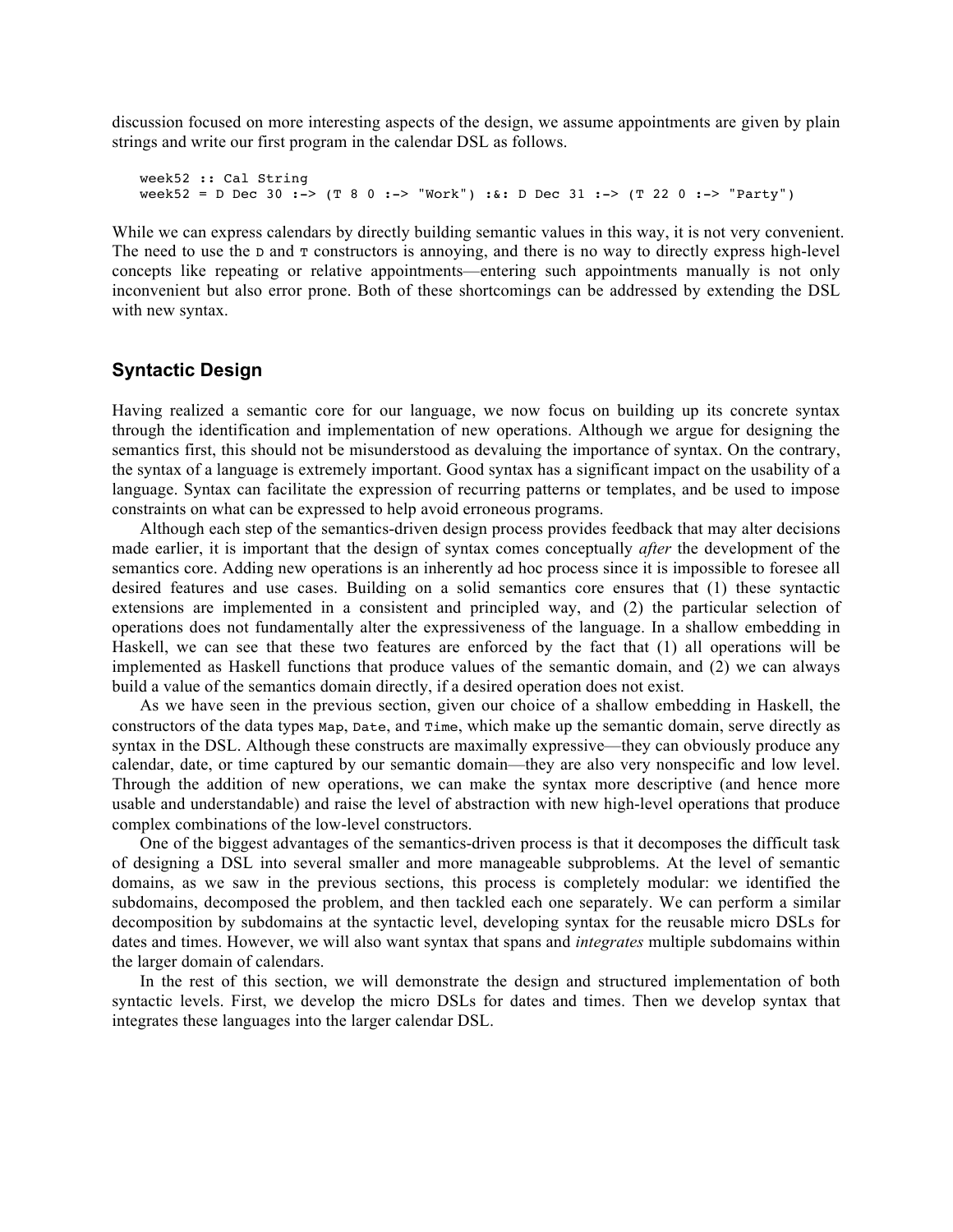discussion focused on more interesting aspects of the design, we assume appointments are given by plain strings and write our first program in the calendar DSL as follows.

```
week52 :: Cal String
week52 = D Dec 30 :-> (T 8 0 :-> "Work") :&: D Dec 31 :-> (T 22 0 :-> "Party")
```

While we can express calendars by directly building semantic values in this way, it is not very convenient. The need to use the `D` and `T` constructors is annoying, and there is no way to directly express high-level concepts like repeating or relative appointments—entering such appointments manually is not only inconvenient but also error prone. Both of these shortcomings can be addressed by extending the DSL with new syntax.

## Syntactic Design

Having realized a semantic core for our language, we now focus on building up its concrete syntax through the identification and implementation of new operations. Although we argue for designing the semantics first, this should not be misunderstood as devaluing the importance of syntax. On the contrary, the syntax of a language is extremely important. Good syntax has a significant impact on the usability of a language. Syntax can facilitate the expression of recurring patterns or templates, and be used to impose constraints on what can be expressed to help avoid erroneous programs.

Although each step of the semantics-driven design process provides feedback that may alter decisions made earlier, it is important that the design of syntax comes conceptually *after* the development of the semantics core. Adding new operations is an inherently ad hoc process since it is impossible to foresee all desired features and use cases. Building on a solid semantics core ensures that (1) these syntactic extensions are implemented in a consistent and principled way, and (2) the particular selection of operations does not fundamentally alter the expressiveness of the language. In a shallow embedding in Haskell, we can see that these two features are enforced by the fact that (1) all operations will be implemented as Haskell functions that produce values of the semantic domain, and (2) we can always build a value of the semantics domain directly, if a desired operation does not exist.

As we have seen in the previous section, given our choice of a shallow embedding in Haskell, the constructors of the data types `Map`, `Date`, and `Time`, which make up the semantic domain, serve directly as syntax in the DSL. Although these constructs are maximally expressive—they can obviously produce any calendar, date, or time captured by our semantic domain—they are also very nonspecific and low level. Through the addition of new operations, we can make the syntax more descriptive (and hence more usable and understandable) and raise the level of abstraction with new high-level operations that produce complex combinations of the low-level constructors.

One of the biggest advantages of the semantics-driven process is that it decomposes the difficult task of designing a DSL into several smaller and more manageable subproblems. At the level of semantic domains, as we saw in the previous sections, this process is completely modular: we identified the subdomains, decomposed the problem, and then tackled each one separately. We can perform a similar decomposition by subdomains at the syntactic level, developing syntax for the reusable micro DSLs for dates and times. However, we will also want syntax that spans and *integrates* multiple subdomains within the larger domain of calendars.

In the rest of this section, we will demonstrate the design and structured implementation of both syntactic levels. First, we develop the micro DSLs for dates and times. Then we develop syntax that integrates these languages into the larger calendar DSL.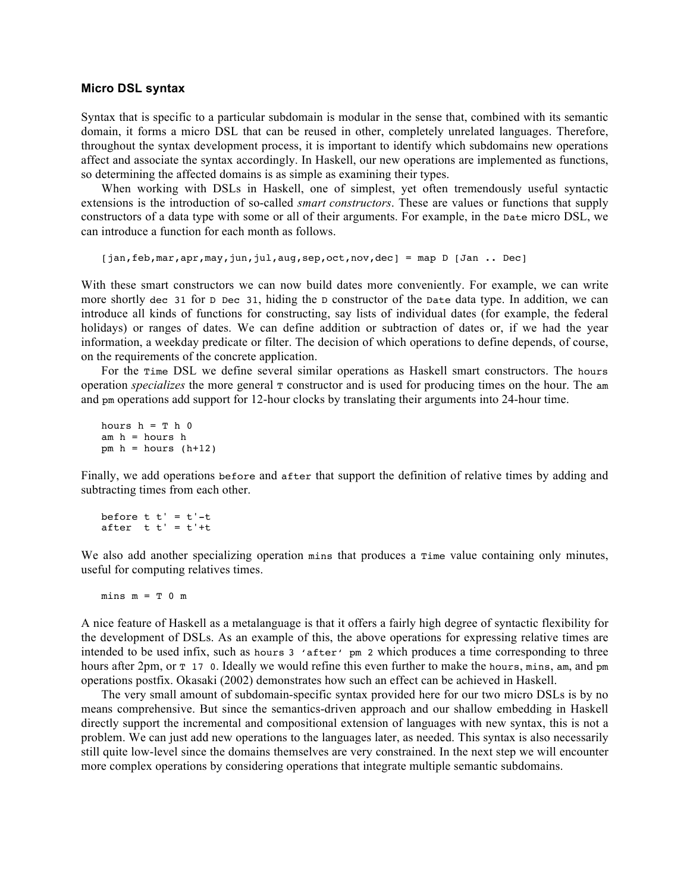### Micro DSL syntax

Syntax that is specific to a particular subdomain is modular in the sense that, combined with its semantic domain, it forms a micro DSL that can be reused in other, completely unrelated languages. Therefore, throughout the syntax development process, it is important to identify which subdomains new operations affect and associate the syntax accordingly. In Haskell, our new operations are implemented as functions, so determining the affected domains is as simple as examining their types.

When working with DSLs in Haskell, one of simplest, yet often tremendously useful syntactic extensions is the introduction of so-called *smart constructors*. These are values or functions that supply constructors of a data type with some or all of their arguments. For example, in the `Date` micro DSL, we can introduce a function for each month as follows.

```
[jan,feb,mar,apr,may,jun,jul,aug,sep,oct,nov,dec] = map D [Jan .. Dec]
```

With these smart constructors we can now build dates more conveniently. For example, we can write more shortly `dec 31` for `D Dec 31`, hiding the `D` constructor of the `Date` data type. In addition, we can introduce all kinds of functions for constructing, say lists of individual dates (for example, the federal holidays) or ranges of dates. We can define addition or subtraction of dates or, if we had the year information, a weekday predicate or filter. The decision of which operations to define depends, of course, on the requirements of the concrete application.

For the `Time` DSL we define several similar operations as Haskell smart constructors. The `hours` operation *specializes* the more general `T` constructor and is used for producing times on the hour. The `am` and `pm` operations add support for 12-hour clocks by translating their arguments into 24-hour time.

```
hours h = T h 0
am h = hours h
pm h = hours (h+12)
```

Finally, we add operations `before` and `after` that support the definition of relative times by adding and subtracting times from each other.

```
before t t' = t'-t
after  t t' = t'+t
```

We also add another specializing operation `mins` that produces a `Time` value containing only minutes, useful for computing relatives times.

```
mins m = T 0 m
```

A nice feature of Haskell as a metalanguage is that it offers a fairly high degree of syntactic flexibility for the development of DSLs. As an example of this, the above operations for expressing relative times are intended to be used infix, such as `hours 3 'after' pm 2` which produces a time corresponding to three hours after 2pm, or `T 17 0`. Ideally we would refine this even further to make the `hours`, `mins`, `am`, and `pm` operations postfix. Okasaki (2002) demonstrates how such an effect can be achieved in Haskell.

The very small amount of subdomain-specific syntax provided here for our two micro DSLs is by no means comprehensive. But since the semantics-driven approach and our shallow embedding in Haskell directly support the incremental and compositional extension of languages with new syntax, this is not a problem. We can just add new operations to the languages later, as needed. This syntax is also necessarily still quite low-level since the domains themselves are very constrained. In the next step we will encounter more complex operations by considering operations that integrate multiple semantic subdomains.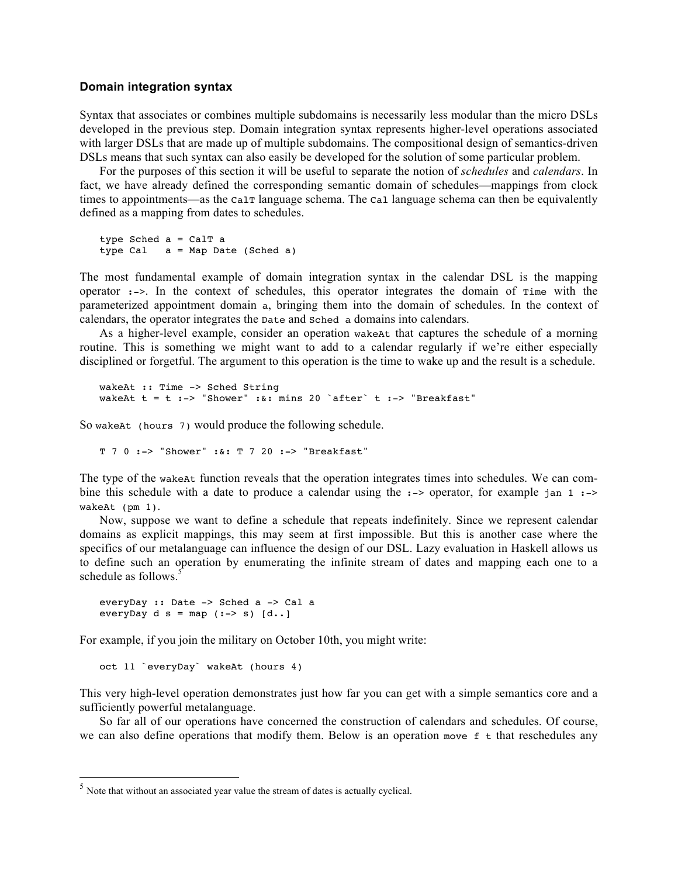### Domain integration syntax

Syntax that associates or combines multiple subdomains is necessarily less modular than the micro DSLs developed in the previous step. Domain integration syntax represents higher-level operations associated with larger DSLs that are made up of multiple subdomains. The compositional design of semantics-driven DSLs means that such syntax can also easily be developed for the solution of some particular problem.

For the purposes of this section it will be useful to separate the notion of *schedules* and *calendars*. In fact, we have already defined the corresponding semantic domain of schedules—mappings from clock times to appointments—as the `CalT` language schema. The `Cal` language schema can then be equivalently defined as a mapping from dates to schedules.

```
type Sched a = CalT a
type Cal   a = Map Date (Sched a)
```

The most fundamental example of domain integration syntax in the calendar DSL is the mapping operator `:->`. In the context of schedules, this operator integrates the domain of `Time` with the parameterized appointment domain `a`, bringing them into the domain of schedules. In the context of calendars, the operator integrates the `Date` and `Sched a` domains into calendars.

As a higher-level example, consider an operation `wakeAt` that captures the schedule of a morning routine. This is something we might want to add to a calendar regularly if we're either especially disciplined or forgetful. The argument to this operation is the time to wake up and the result is a schedule.

```
wakeAt :: Time -> Sched String
wakeAt t = t :-> "Shower" :&: mins 20 `after` t :-> "Breakfast"
```

So `wakeAt (hours 7)` would produce the following schedule.

```
T 7 0 :-> "Shower" :&: T 7 20 :-> "Breakfast"
```

The type of the `wakeAt` function reveals that the operation integrates times into schedules. We can combine this schedule with a date to produce a calendar using the `:->` operator, for example `jan 1 :-> wakeAt (pm 1)`.

Now, suppose we want to define a schedule that repeats indefinitely. Since we represent calendar domains as explicit mappings, this may seem at first impossible. But this is another case where the specifics of our metalanguage can influence the design of our DSL. Lazy evaluation in Haskell allows us to define such an operation by enumerating the infinite stream of dates and mapping each one to a schedule as follows.[5]

```
everyDay :: Date -> Sched a -> Cal a
everyDay d s = map (:-> s) [d..]
```

For example, if you join the military on October 10th, you might write:

```
oct 11 `everyDay` wakeAt (hours 4)
```

This very high-level operation demonstrates just how far you can get with a simple semantics core and a sufficiently powerful metalanguage.

So far all of our operations have concerned the construction of calendars and schedules. Of course, we can also define operations that modify them. Below is an operation `move f t` that reschedules any

[5] Note that without an associated year value the stream of dates is actually cyclical.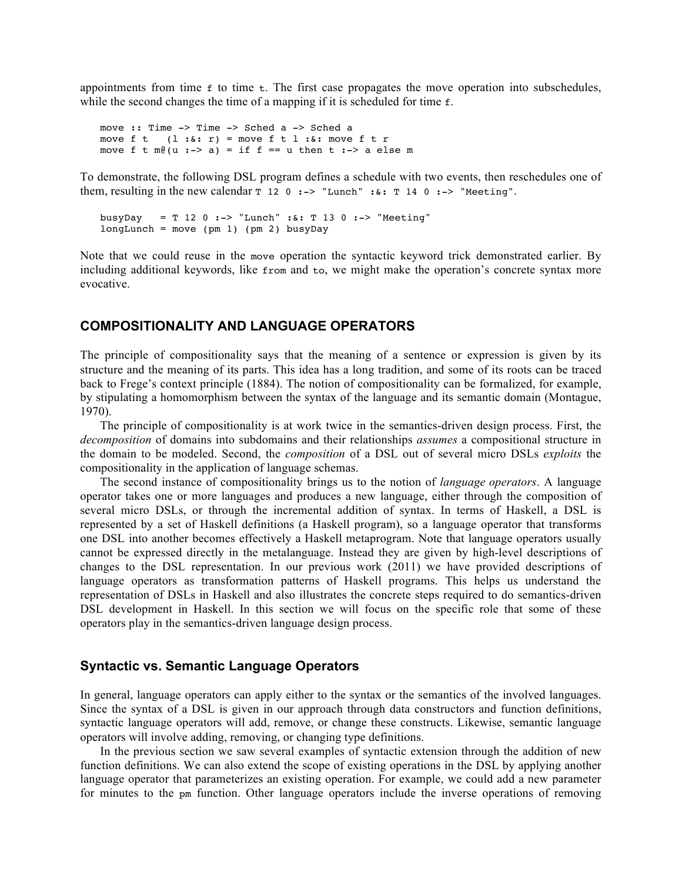appointments from time `f` to time `t`. The first case propagates the move operation into subschedules, while the second changes the time of a mapping if it is scheduled for time `f`.

```
move :: Time -> Time -> Sched a -> Sched a
move f t   (l :&: r) = move f t l :&: move f t r
move f t m@(u :-> a) = if f == u then t :-> a else m
```

To demonstrate, the following DSL program defines a schedule with two events, then reschedules one of them, resulting in the new calendar `T 12 0 :-> "Lunch" :&: T 14 0 :-> "Meeting"`.

```
busyDay   = T 12 0 :-> "Lunch" :&: T 13 0 :-> "Meeting"
longLunch = move (pm 1) (pm 2) busyDay
```

Note that we could reuse in the `move` operation the syntactic keyword trick demonstrated earlier. By including additional keywords, like `from` and `to`, we might make the operation's concrete syntax more evocative.

## COMPOSITIONALITY AND LANGUAGE OPERATORS

The principle of compositionality says that the meaning of a sentence or expression is given by its structure and the meaning of its parts. This idea has a long tradition, and some of its roots can be traced back to Frege's context principle (1884). The notion of compositionality can be formalized, for example, by stipulating a homomorphism between the syntax of the language and its semantic domain (Montague, 1970).

The principle of compositionality is at work twice in the semantics-driven design process. First, the *decomposition* of domains into subdomains and their relationships *assumes* a compositional structure in the domain to be modeled. Second, the *composition* of a DSL out of several micro DSLs *exploits* the compositionality in the application of language schemas.

The second instance of compositionality brings us to the notion of *language operators*. A language operator takes one or more languages and produces a new language, either through the composition of several micro DSLs, or through the incremental addition of syntax. In terms of Haskell, a DSL is represented by a set of Haskell definitions (a Haskell program), so a language operator that transforms one DSL into another becomes effectively a Haskell metaprogram. Note that language operators usually cannot be expressed directly in the metalanguage. Instead they are given by high-level descriptions of changes to the DSL representation. In our previous work (2011) we have provided descriptions of language operators as transformation patterns of Haskell programs. This helps us understand the representation of DSLs in Haskell and also illustrates the concrete steps required to do semantics-driven DSL development in Haskell. In this section we will focus on the specific role that some of these operators play in the semantics-driven language design process.

### Syntactic vs. Semantic Language Operators

In general, language operators can apply either to the syntax or the semantics of the involved languages. Since the syntax of a DSL is given in our approach through data constructors and function definitions, syntactic language operators will add, remove, or change these constructs. Likewise, semantic language operators will involve adding, removing, or changing type definitions.

In the previous section we saw several examples of syntactic extension through the addition of new function definitions. We can also extend the scope of existing operations in the DSL by applying another language operator that parameterizes an existing operation. For example, we could add a new parameter for minutes to the `pm` function. Other language operators include the inverse operations of removing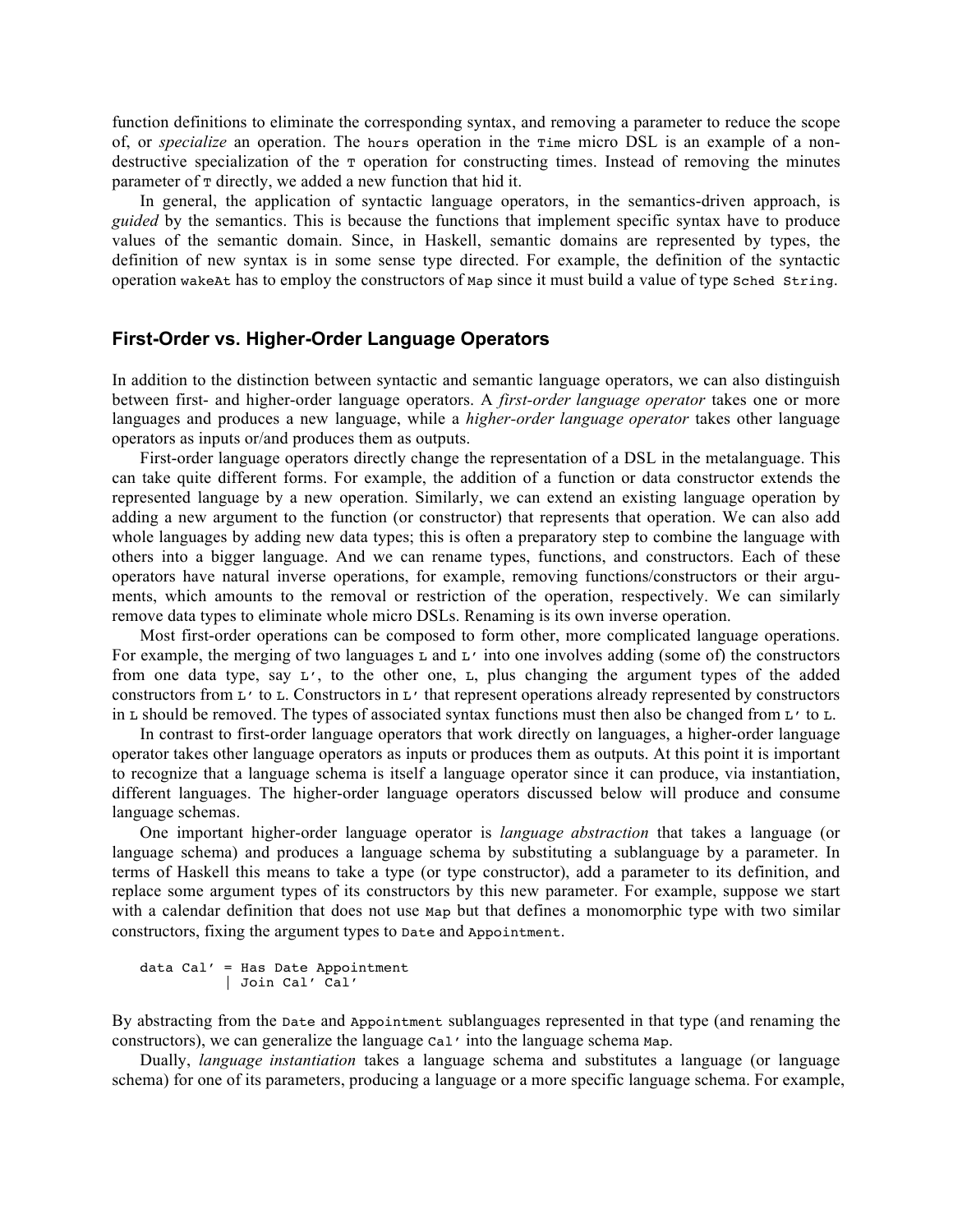function definitions to eliminate the corresponding syntax, and removing a parameter to reduce the scope of, or *specialize* an operation. The `hours` operation in the `Time` micro DSL is an example of a non-destructive specialization of the `T` operation for constructing times. Instead of removing the minutes parameter of `T` directly, we added a new function that hid it.

In general, the application of syntactic language operators, in the semantics-driven approach, is *guided* by the semantics. This is because the functions that implement specific syntax have to produce values of the semantic domain. Since, in Haskell, semantic domains are represented by types, the definition of new syntax is in some sense type directed. For example, the definition of the syntactic operation `wakeAt` has to employ the constructors of `Map` since it must build a value of type `Sched String`.

### First-Order vs. Higher-Order Language Operators

In addition to the distinction between syntactic and semantic language operators, we can also distinguish between first- and higher-order language operators. A *first-order language operator* takes one or more languages and produces a new language, while a *higher-order language operator* takes other language operators as inputs or/and produces them as outputs.

First-order language operators directly change the representation of a DSL in the metalanguage. This can take quite different forms. For example, the addition of a function or data constructor extends the represented language by a new operation. Similarly, we can extend an existing language operation by adding a new argument to the function (or constructor) that represents that operation. We can also add whole languages by adding new data types; this is often a preparatory step to combine the language with others into a bigger language. And we can rename types, functions, and constructors. Each of these operators have natural inverse operations, for example, removing functions/constructors or their arguments, which amounts to the removal or restriction of the operation, respectively. We can similarly remove data types to eliminate whole micro DSLs. Renaming is its own inverse operation.

Most first-order operations can be composed to form other, more complicated language operations. For example, the merging of two languages `L` and `L'` into one involves adding (some of) the constructors from one data type, say `L'`, to the other one, `L`, plus changing the argument types of the added constructors from `L'` to `L`. Constructors in `L'` that represent operations already represented by constructors in `L` should be removed. The types of associated syntax functions must then also be changed from `L'` to `L`.

In contrast to first-order language operators that work directly on languages, a higher-order language operator takes other language operators as inputs or produces them as outputs. At this point it is important to recognize that a language schema is itself a language operator since it can produce, via instantiation, different languages. The higher-order language operators discussed below will produce and consume language schemas.

One important higher-order language operator is *language abstraction* that takes a language (or language schema) and produces a language schema by substituting a sublanguage by a parameter. In terms of Haskell this means to take a type (or type constructor), add a parameter to its definition, and replace some argument types of its constructors by this new parameter. For example, suppose we start with a calendar definition that does not use `Map` but that defines a monomorphic type with two similar constructors, fixing the argument types to `Date` and `Appointment`.

```
data Cal' = Has Date Appointment
          | Join Cal' Cal'
```

By abstracting from the `Date` and `Appointment` sublanguages represented in that type (and renaming the constructors), we can generalize the language `Cal'` into the language schema `Map`.

Dually, *language instantiation* takes a language schema and substitutes a language (or language schema) for one of its parameters, producing a language or a more specific language schema. For example,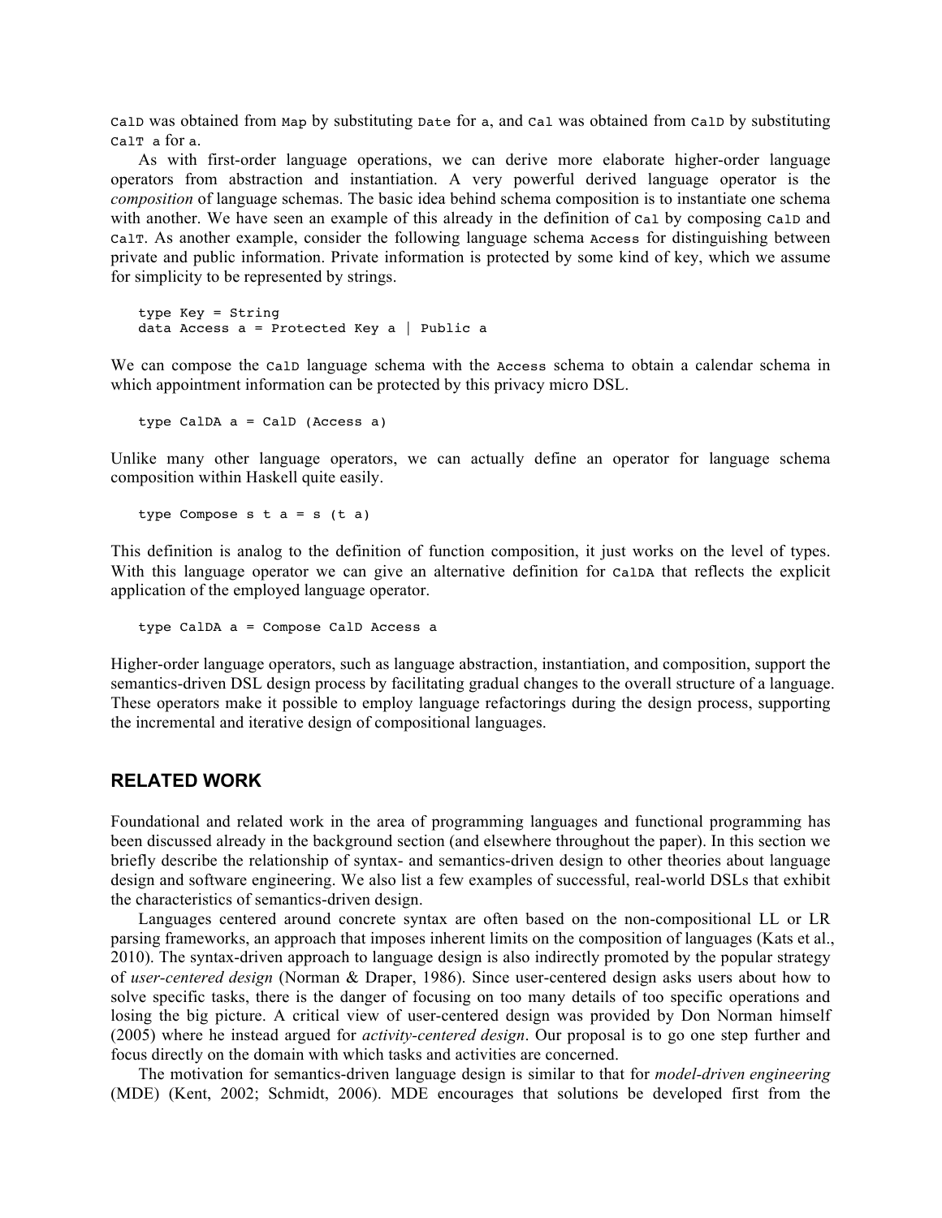`CalD` was obtained from `Map` by substituting `Date` for `a`, and `Cal` was obtained from `CalD` by substituting `CalT a` for `a`.

As with first-order language operations, we can derive more elaborate higher-order language operators from abstraction and instantiation. A very powerful derived language operator is the *composition* of language schemas. The basic idea behind schema composition is to instantiate one schema with another. We have seen an example of this already in the definition of `Cal` by composing `CalD` and `CalT`. As another example, consider the following language schema `Access` for distinguishing between private and public information. Private information is protected by some kind of key, which we assume for simplicity to be represented by strings.

```
type Key = String
data Access a = Protected Key a | Public a
```

We can compose the `CalD` language schema with the `Access` schema to obtain a calendar schema in which appointment information can be protected by this privacy micro DSL.

```
type CalDA a = CalD (Access a)
```

Unlike many other language operators, we can actually define an operator for language schema composition within Haskell quite easily.

```
type Compose s t a = s (t a)
```

This definition is analog to the definition of function composition, it just works on the level of types. With this language operator we can give an alternative definition for `CalDA` that reflects the explicit application of the employed language operator.

```
type CalDA a = Compose CalD Access a
```

Higher-order language operators, such as language abstraction, instantiation, and composition, support the semantics-driven DSL design process by facilitating gradual changes to the overall structure of a language. These operators make it possible to employ language refactorings during the design process, supporting the incremental and iterative design of compositional languages.

## RELATED WORK

Foundational and related work in the area of programming languages and functional programming has been discussed already in the background section (and elsewhere throughout the paper). In this section we briefly describe the relationship of syntax- and semantics-driven design to other theories about language design and software engineering. We also list a few examples of successful, real-world DSLs that exhibit the characteristics of semantics-driven design.

Languages centered around concrete syntax are often based on the non-compositional LL or LR parsing frameworks, an approach that imposes inherent limits on the composition of languages (Kats et al., 2010). The syntax-driven approach to language design is also indirectly promoted by the popular strategy of *user-centered design* (Norman & Draper, 1986). Since user-centered design asks users about how to solve specific tasks, there is the danger of focusing on too many details of too specific operations and losing the big picture. A critical view of user-centered design was provided by Don Norman himself (2005) where he instead argued for *activity-centered design*. Our proposal is to go one step further and focus directly on the domain with which tasks and activities are concerned.

The motivation for semantics-driven language design is similar to that for *model-driven engineering* (MDE) (Kent, 2002; Schmidt, 2006). MDE encourages that solutions be developed first from the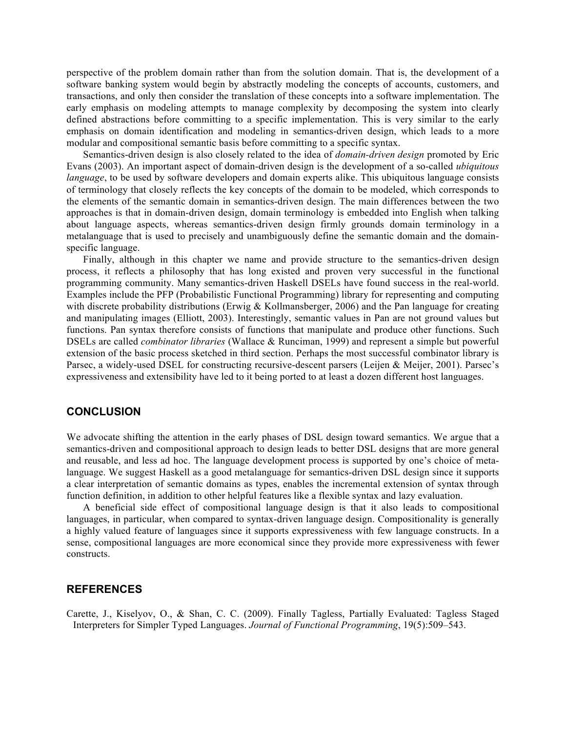perspective of the problem domain rather than from the solution domain. That is, the development of a software banking system would begin by abstractly modeling the concepts of accounts, customers, and transactions, and only then consider the translation of these concepts into a software implementation. The early emphasis on modeling attempts to manage complexity by decomposing the system into clearly defined abstractions before committing to a specific implementation. This is very similar to the early emphasis on domain identification and modeling in semantics-driven design, which leads to a more modular and compositional semantic basis before committing to a specific syntax.

Semantics-driven design is also closely related to the idea of *domain-driven design* promoted by Eric Evans (2003). An important aspect of domain-driven design is the development of a so-called *ubiquitous language*, to be used by software developers and domain experts alike. This ubiquitous language consists of terminology that closely reflects the key concepts of the domain to be modeled, which corresponds to the elements of the semantic domain in semantics-driven design. The main differences between the two approaches is that in domain-driven design, domain terminology is embedded into English when talking about language aspects, whereas semantics-driven design firmly grounds domain terminology in a metalanguage that is used to precisely and unambiguously define the semantic domain and the domain-specific language.

Finally, although in this chapter we name and provide structure to the semantics-driven design process, it reflects a philosophy that has long existed and proven very successful in the functional programming community. Many semantics-driven Haskell DSELs have found success in the real-world. Examples include the PFP (Probabilistic Functional Programming) library for representing and computing with discrete probability distributions (Erwig & Kollmansberger, 2006) and the Pan language for creating and manipulating images (Elliott, 2003). Interestingly, semantic values in Pan are not ground values but functions. Pan syntax therefore consists of functions that manipulate and produce other functions. Such DSELs are called *combinator libraries* (Wallace & Runciman, 1999) and represent a simple but powerful extension of the basic process sketched in third section. Perhaps the most successful combinator library is Parsec, a widely-used DSEL for constructing recursive-descent parsers (Leijen & Meijer, 2001). Parsec's expressiveness and extensibility have led to it being ported to at least a dozen different host languages.

## CONCLUSION

We advocate shifting the attention in the early phases of DSL design toward semantics. We argue that a semantics-driven and compositional approach to design leads to better DSL designs that are more general and reusable, and less ad hoc. The language development process is supported by one's choice of meta-language. We suggest Haskell as a good metalanguage for semantics-driven DSL design since it supports a clear interpretation of semantic domains as types, enables the incremental extension of syntax through function definition, in addition to other helpful features like a flexible syntax and lazy evaluation.

A beneficial side effect of compositional language design is that it also leads to compositional languages, in particular, when compared to syntax-driven language design. Compositionality is generally a highly valued feature of languages since it supports expressiveness with few language constructs. In a sense, compositional languages are more economical since they provide more expressiveness with fewer constructs.

## REFERENCES

Carette, J., Kiselyov, O., & Shan, C. C. (2009). Finally Tagless, Partially Evaluated: Tagless Staged Interpreters for Simpler Typed Languages. *Journal of Functional Programming*, 19(5):509–543.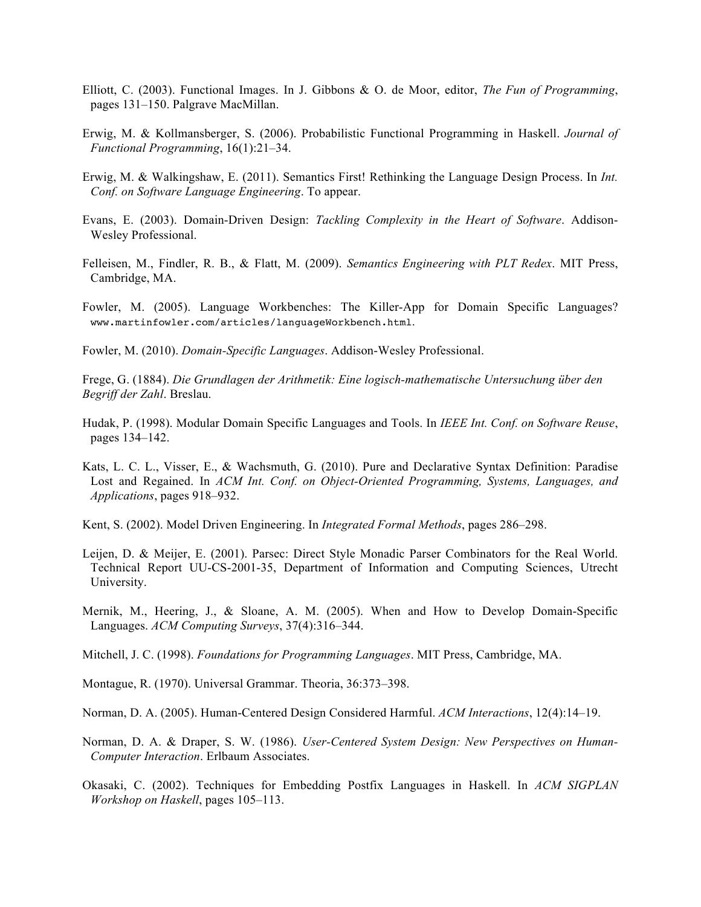Elliott, C. (2003). Functional Images. In J. Gibbons & O. de Moor, editor, *The Fun of Programming*, pages 131–150. Palgrave MacMillan.

Erwig, M. & Kollmansberger, S. (2006). Probabilistic Functional Programming in Haskell. *Journal of Functional Programming*, 16(1):21–34.

Erwig, M. & Walkingshaw, E. (2011). Semantics First! Rethinking the Language Design Process. In *Int. Conf. on Software Language Engineering*. To appear.

Evans, E. (2003). Domain-Driven Design: *Tackling Complexity in the Heart of Software*. Addison-Wesley Professional.

Felleisen, M., Findler, R. B., & Flatt, M. (2009). *Semantics Engineering with PLT Redex*. MIT Press, Cambridge, MA.

Fowler, M. (2005). Language Workbenches: The Killer-App for Domain Specific Languages? `www.martinfowler.com/articles/languageWorkbench.html`.

Fowler, M. (2010). *Domain-Specific Languages*. Addison-Wesley Professional.

Frege, G. (1884). *Die Grundlagen der Arithmetik: Eine logisch-mathematische Untersuchung über den Begriff der Zahl*. Breslau.

Hudak, P. (1998). Modular Domain Specific Languages and Tools. In *IEEE Int. Conf. on Software Reuse*, pages 134–142.

Kats, L. C. L., Visser, E., & Wachsmuth, G. (2010). Pure and Declarative Syntax Definition: Paradise Lost and Regained. In *ACM Int. Conf. on Object-Oriented Programming, Systems, Languages, and Applications*, pages 918–932.

Kent, S. (2002). Model Driven Engineering. In *Integrated Formal Methods*, pages 286–298.

Leijen, D. & Meijer, E. (2001). Parsec: Direct Style Monadic Parser Combinators for the Real World. Technical Report UU-CS-2001-35, Department of Information and Computing Sciences, Utrecht University.

Mernik, M., Heering, J., & Sloane, A. M. (2005). When and How to Develop Domain-Specific Languages. *ACM Computing Surveys*, 37(4):316–344.

Mitchell, J. C. (1998). *Foundations for Programming Languages*. MIT Press, Cambridge, MA.

Montague, R. (1970). Universal Grammar. Theoria, 36:373–398.

Norman, D. A. (2005). Human-Centered Design Considered Harmful. *ACM Interactions*, 12(4):14–19.

Norman, D. A. & Draper, S. W. (1986). *User-Centered System Design: New Perspectives on Human-Computer Interaction*. Erlbaum Associates.

Okasaki, C. (2002). Techniques for Embedding Postfix Languages in Haskell. In *ACM SIGPLAN Workshop on Haskell*, pages 105–113.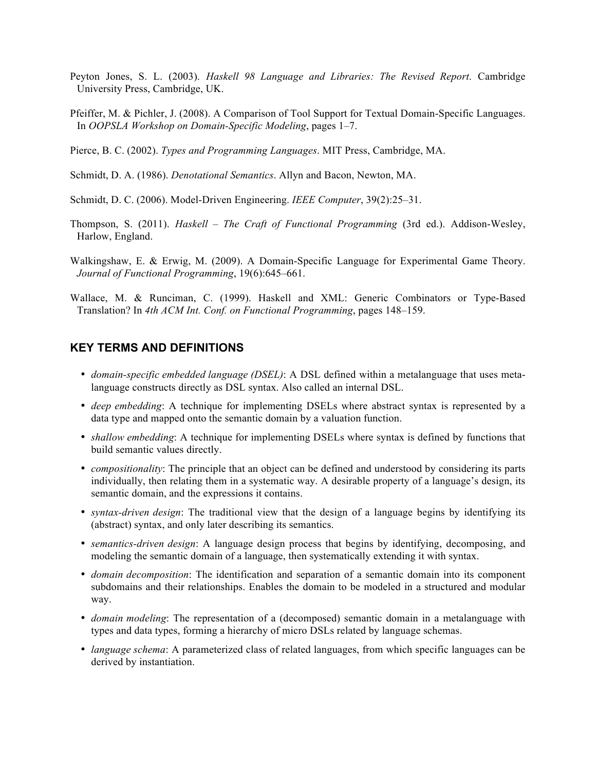Peyton Jones, S. L. (2003). *Haskell 98 Language and Libraries: The Revised Report*. Cambridge University Press, Cambridge, UK.

Pfeiffer, M. & Pichler, J. (2008). A Comparison of Tool Support for Textual Domain-Specific Languages. In *OOPSLA Workshop on Domain-Specific Modeling*, pages 1–7.

Pierce, B. C. (2002). *Types and Programming Languages*. MIT Press, Cambridge, MA.

Schmidt, D. A. (1986). *Denotational Semantics*. Allyn and Bacon, Newton, MA.

Schmidt, D. C. (2006). Model-Driven Engineering. *IEEE Computer*, 39(2):25–31.

Thompson, S. (2011). *Haskell – The Craft of Functional Programming* (3rd ed.). Addison-Wesley, Harlow, England.

Walkingshaw, E. & Erwig, M. (2009). A Domain-Specific Language for Experimental Game Theory. *Journal of Functional Programming*, 19(6):645–661.

Wallace, M. & Runciman, C. (1999). Haskell and XML: Generic Combinators or Type-Based Translation? In *4th ACM Int. Conf. on Functional Programming*, pages 148–159.

## KEY TERMS AND DEFINITIONS

- *domain-specific embedded language (DSEL)*: A DSL defined within a metalanguage that uses metalanguage constructs directly as DSL syntax. Also called an internal DSL.
- *deep embedding*: A technique for implementing DSELs where abstract syntax is represented by a data type and mapped onto the semantic domain by a valuation function.
- *shallow embedding*: A technique for implementing DSELs where syntax is defined by functions that build semantic values directly.
- *compositionality*: The principle that an object can be defined and understood by considering its parts individually, then relating them in a systematic way. A desirable property of a language's design, its semantic domain, and the expressions it contains.
- *syntax-driven design*: The traditional view that the design of a language begins by identifying its (abstract) syntax, and only later describing its semantics.
- *semantics-driven design*: A language design process that begins by identifying, decomposing, and modeling the semantic domain of a language, then systematically extending it with syntax.
- *domain decomposition*: The identification and separation of a semantic domain into its component subdomains and their relationships. Enables the domain to be modeled in a structured and modular way.
- *domain modeling*: The representation of a (decomposed) semantic domain in a metalanguage with types and data types, forming a hierarchy of micro DSLs related by language schemas.
- *language schema*: A parameterized class of related languages, from which specific languages can be derived by instantiation.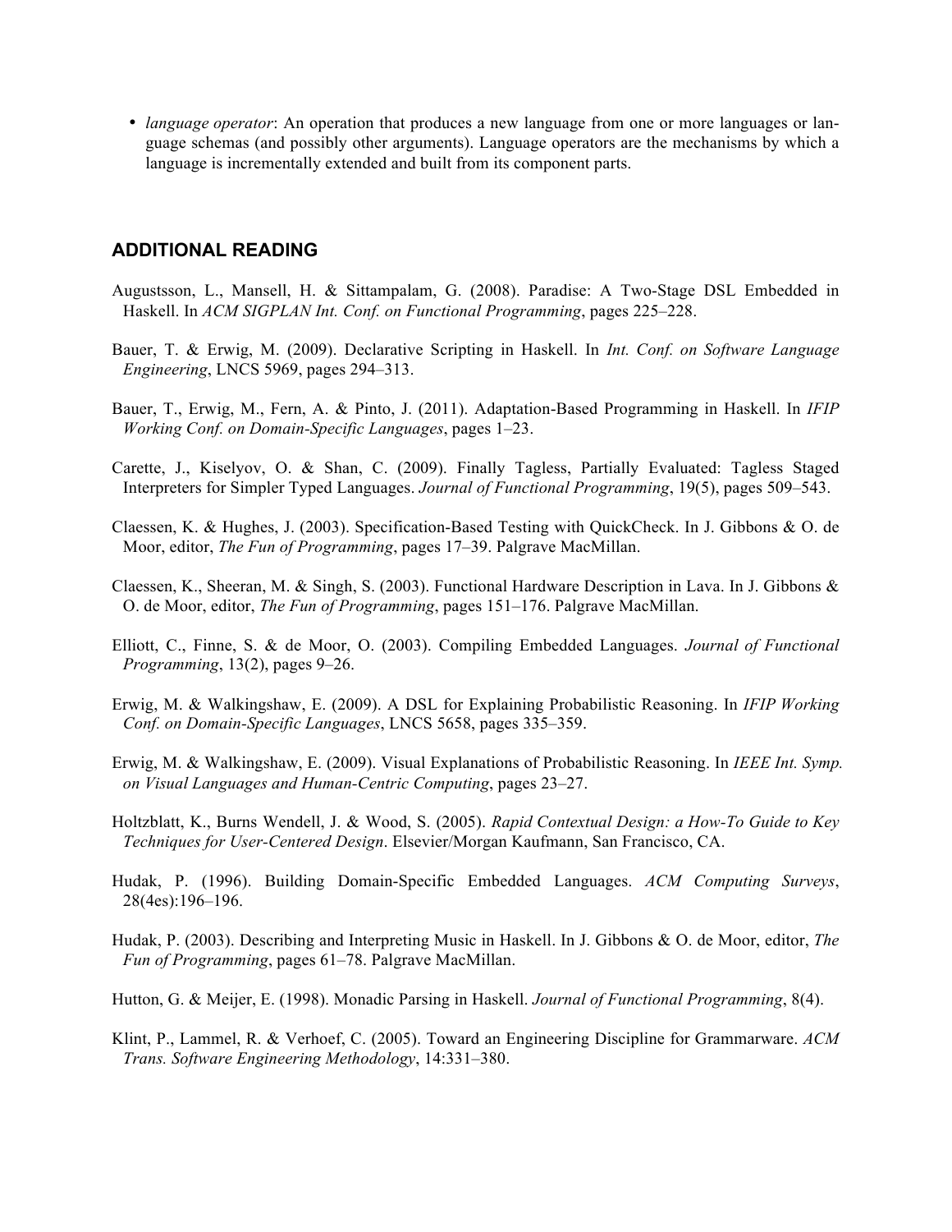- *language operator*: An operation that produces a new language from one or more languages or language schemas (and possibly other arguments). Language operators are the mechanisms by which a language is incrementally extended and built from its component parts.

## ADDITIONAL READING

Augustsson, L., Mansell, H. & Sittampalam, G. (2008). Paradise: A Two-Stage DSL Embedded in Haskell. In *ACM SIGPLAN Int. Conf. on Functional Programming*, pages 225–228.

Bauer, T. & Erwig, M. (2009). Declarative Scripting in Haskell. In *Int. Conf. on Software Language Engineering*, LNCS 5969, pages 294–313.

Bauer, T., Erwig, M., Fern, A. & Pinto, J. (2011). Adaptation-Based Programming in Haskell. In *IFIP Working Conf. on Domain-Specific Languages*, pages 1–23.

Carette, J., Kiselyov, O. & Shan, C. (2009). Finally Tagless, Partially Evaluated: Tagless Staged Interpreters for Simpler Typed Languages. *Journal of Functional Programming*, 19(5), pages 509–543.

Claessen, K. & Hughes, J. (2003). Specification-Based Testing with QuickCheck. In J. Gibbons & O. de Moor, editor, *The Fun of Programming*, pages 17–39. Palgrave MacMillan.

Claessen, K., Sheeran, M. & Singh, S. (2003). Functional Hardware Description in Lava. In J. Gibbons & O. de Moor, editor, *The Fun of Programming*, pages 151–176. Palgrave MacMillan.

Elliott, C., Finne, S. & de Moor, O. (2003). Compiling Embedded Languages. *Journal of Functional Programming*, 13(2), pages 9–26.

Erwig, M. & Walkingshaw, E. (2009). A DSL for Explaining Probabilistic Reasoning. In *IFIP Working Conf. on Domain-Specific Languages*, LNCS 5658, pages 335–359.

Erwig, M. & Walkingshaw, E. (2009). Visual Explanations of Probabilistic Reasoning. In *IEEE Int. Symp. on Visual Languages and Human-Centric Computing*, pages 23–27.

Holtzblatt, K., Burns Wendell, J. & Wood, S. (2005). *Rapid Contextual Design: a How-To Guide to Key Techniques for User-Centered Design*. Elsevier/Morgan Kaufmann, San Francisco, CA.

Hudak, P. (1996). Building Domain-Specific Embedded Languages. *ACM Computing Surveys*, 28(4es):196–196.

Hudak, P. (2003). Describing and Interpreting Music in Haskell. In J. Gibbons & O. de Moor, editor, *The Fun of Programming*, pages 61–78. Palgrave MacMillan.

Hutton, G. & Meijer, E. (1998). Monadic Parsing in Haskell. *Journal of Functional Programming*, 8(4).

Klint, P., Lammel, R. & Verhoef, C. (2005). Toward an Engineering Discipline for Grammarware. *ACM Trans. Software Engineering Methodology*, 14:331–380.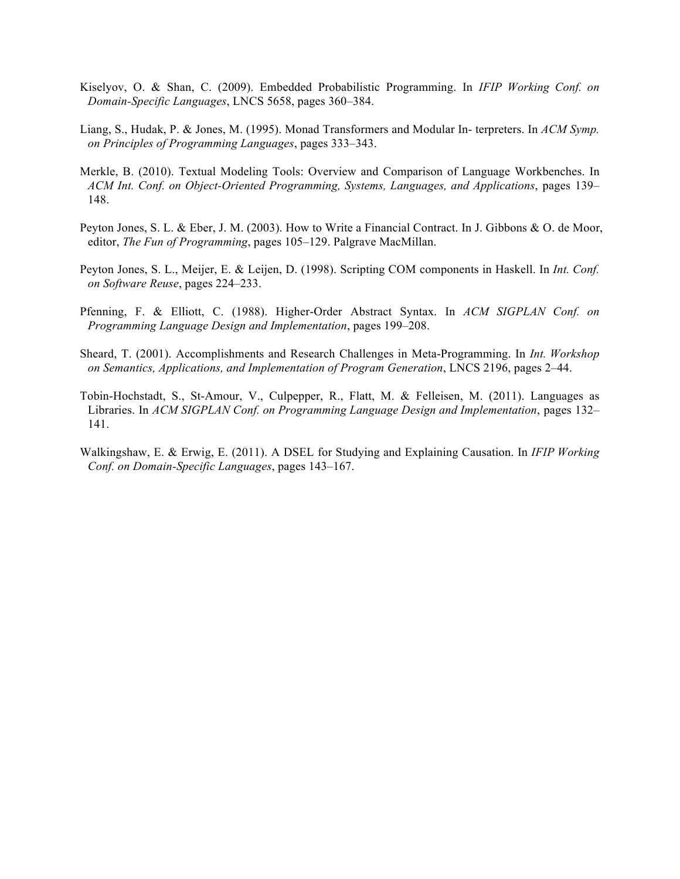Kiselyov, O. & Shan, C. (2009). Embedded Probabilistic Programming. In *IFIP Working Conf. on Domain-Specific Languages*, LNCS 5658, pages 360–384.

Liang, S., Hudak, P. & Jones, M. (1995). Monad Transformers and Modular In- terpreters. In *ACM Symp. on Principles of Programming Languages*, pages 333–343.

Merkle, B. (2010). Textual Modeling Tools: Overview and Comparison of Language Workbenches. In *ACM Int. Conf. on Object-Oriented Programming, Systems, Languages, and Applications*, pages 139–148.

Peyton Jones, S. L. & Eber, J. M. (2003). How to Write a Financial Contract. In J. Gibbons & O. de Moor, editor, *The Fun of Programming*, pages 105–129. Palgrave MacMillan.

Peyton Jones, S. L., Meijer, E. & Leijen, D. (1998). Scripting COM components in Haskell. In *Int. Conf. on Software Reuse*, pages 224–233.

Pfenning, F. & Elliott, C. (1988). Higher-Order Abstract Syntax. In *ACM SIGPLAN Conf. on Programming Language Design and Implementation*, pages 199–208.

Sheard, T. (2001). Accomplishments and Research Challenges in Meta-Programming. In *Int. Workshop on Semantics, Applications, and Implementation of Program Generation*, LNCS 2196, pages 2–44.

Tobin-Hochstadt, S., St-Amour, V., Culpepper, R., Flatt, M. & Felleisen, M. (2011). Languages as Libraries. In *ACM SIGPLAN Conf. on Programming Language Design and Implementation*, pages 132–141.

Walkingshaw, E. & Erwig, E. (2011). A DSEL for Studying and Explaining Causation. In *IFIP Working Conf. on Domain-Specific Languages*, pages 143–167.